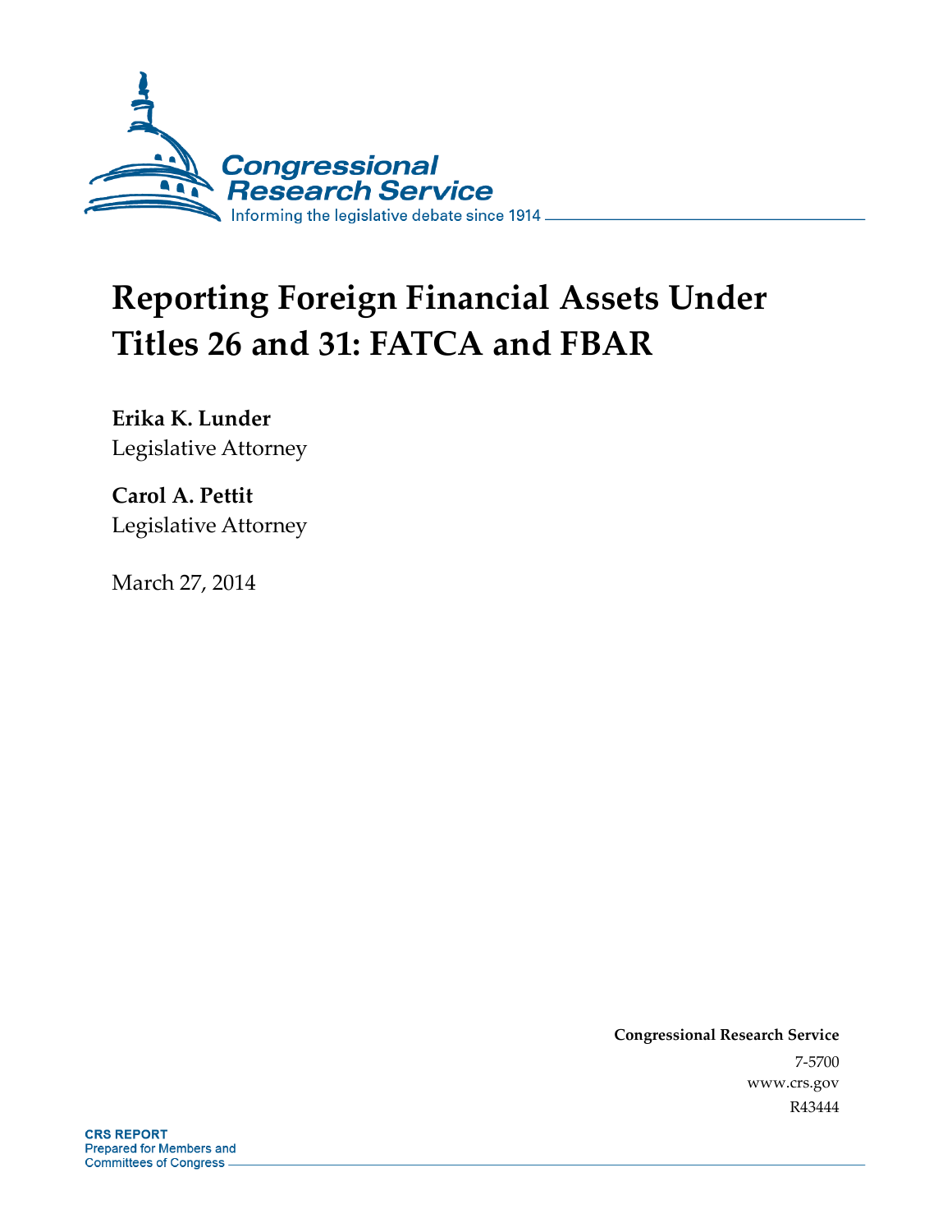Congressional Research Service

Informing the legislative debate since 1914

# Reporting Foreign Financial Assets Under Titles 26 and 31: FATCA and FBAR

**Erika K. Lunder**
Legislative Attorney

**Carol A. Pettit**
Legislative Attorney

March 27, 2014

**Congressional Research Service**
7-5700
www.crs.gov
R43444

**CRS REPORT**
Prepared for Members and
Committees of Congress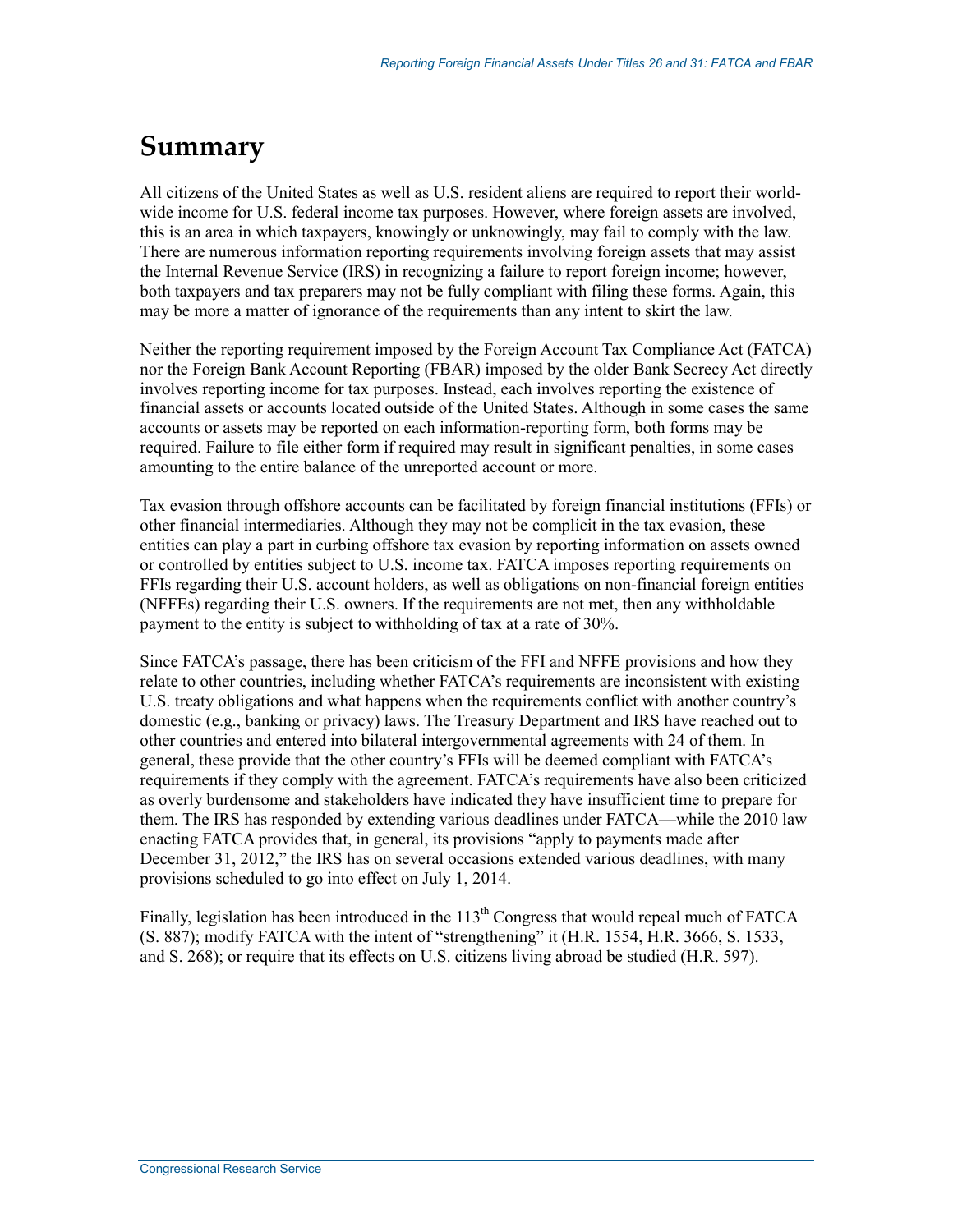# Summary

All citizens of the United States as well as U.S. resident aliens are required to report their world-wide income for U.S. federal income tax purposes. However, where foreign assets are involved, this is an area in which taxpayers, knowingly or unknowingly, may fail to comply with the law. There are numerous information reporting requirements involving foreign assets that may assist the Internal Revenue Service (IRS) in recognizing a failure to report foreign income; however, both taxpayers and tax preparers may not be fully compliant with filing these forms. Again, this may be more a matter of ignorance of the requirements than any intent to skirt the law.

Neither the reporting requirement imposed by the Foreign Account Tax Compliance Act (FATCA) nor the Foreign Bank Account Reporting (FBAR) imposed by the older Bank Secrecy Act directly involves reporting income for tax purposes. Instead, each involves reporting the existence of financial assets or accounts located outside of the United States. Although in some cases the same accounts or assets may be reported on each information-reporting form, both forms may be required. Failure to file either form if required may result in significant penalties, in some cases amounting to the entire balance of the unreported account or more.

Tax evasion through offshore accounts can be facilitated by foreign financial institutions (FFIs) or other financial intermediaries. Although they may not be complicit in the tax evasion, these entities can play a part in curbing offshore tax evasion by reporting information on assets owned or controlled by entities subject to U.S. income tax. FATCA imposes reporting requirements on FFIs regarding their U.S. account holders, as well as obligations on non-financial foreign entities (NFFEs) regarding their U.S. owners. If the requirements are not met, then any withholdable payment to the entity is subject to withholding of tax at a rate of 30%.

Since FATCA's passage, there has been criticism of the FFI and NFFE provisions and how they relate to other countries, including whether FATCA's requirements are inconsistent with existing U.S. treaty obligations and what happens when the requirements conflict with another country's domestic (e.g., banking or privacy) laws. The Treasury Department and IRS have reached out to other countries and entered into bilateral intergovernmental agreements with 24 of them. In general, these provide that the other country's FFIs will be deemed compliant with FATCA's requirements if they comply with the agreement. FATCA's requirements have also been criticized as overly burdensome and stakeholders have indicated they have insufficient time to prepare for them. The IRS has responded by extending various deadlines under FATCA—while the 2010 law enacting FATCA provides that, in general, its provisions "apply to payments made after December 31, 2012," the IRS has on several occasions extended various deadlines, with many provisions scheduled to go into effect on July 1, 2014.

Finally, legislation has been introduced in the 113th Congress that would repeal much of FATCA (S. 887); modify FATCA with the intent of "strengthening" it (H.R. 1554, H.R. 3666, S. 1533, and S. 268); or require that its effects on U.S. citizens living abroad be studied (H.R. 597).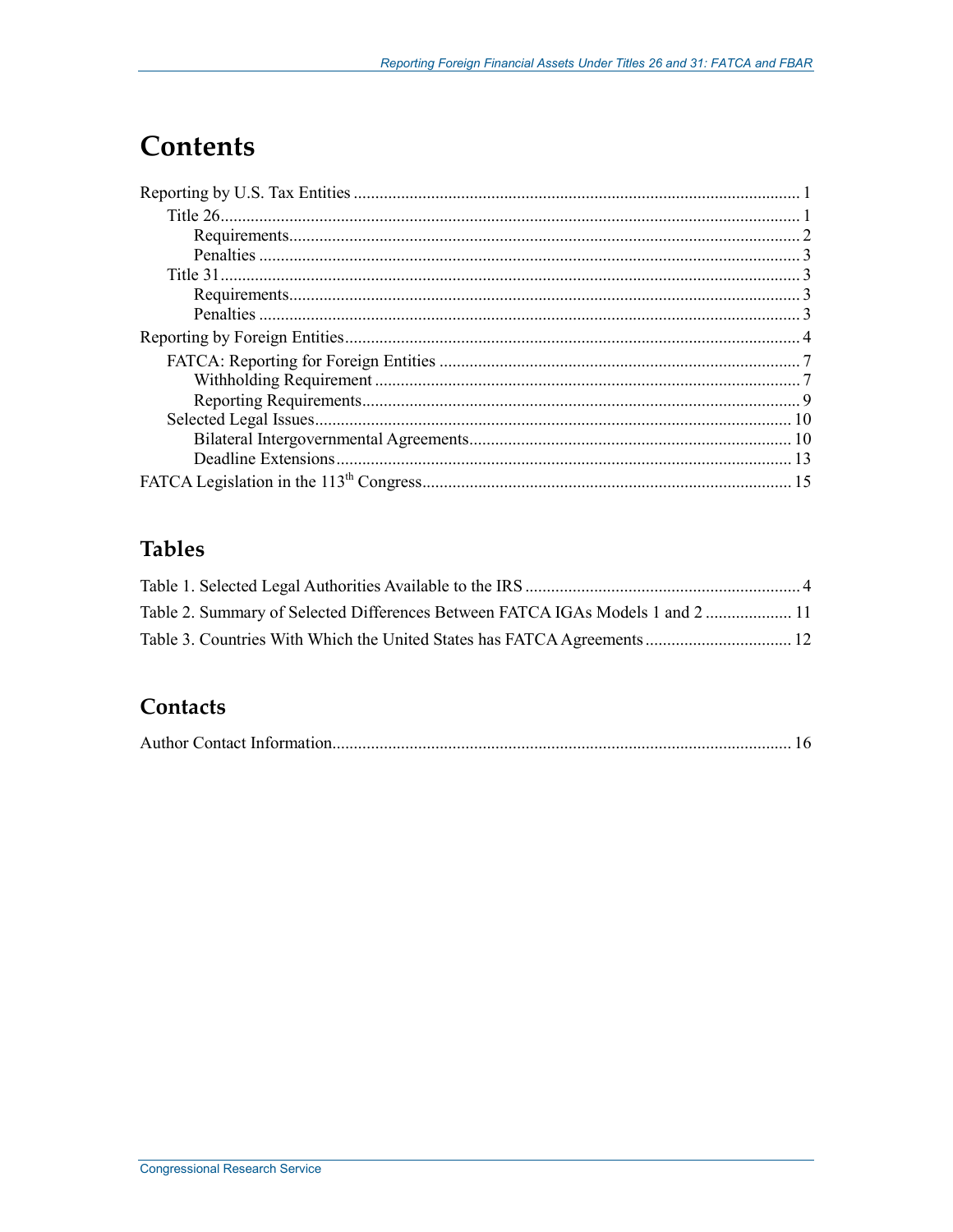# Contents

Reporting by U.S. Tax Entities ........................................ 1
- Title 26 ........................................ 1
  - Requirements ........................................ 2
  - Penalties ........................................ 3
- Title 31 ........................................ 3
  - Requirements ........................................ 3
  - Penalties ........................................ 3

Reporting by Foreign Entities ........................................ 4
- FATCA: Reporting for Foreign Entities ........................................ 7
  - Withholding Requirement ........................................ 7
  - Reporting Requirements ........................................ 9
- Selected Legal Issues ........................................ 10
  - Bilateral Intergovernmental Agreements ........................................ 10
  - Deadline Extensions ........................................ 13

FATCA Legislation in the 113th Congress ........................................ 15

## Tables

Table 1. Selected Legal Authorities Available to the IRS ........................................ 4

Table 2. Summary of Selected Differences Between FATCA IGAs Models 1 and 2 ........................................ 11

Table 3. Countries With Which the United States has FATCA Agreements ........................................ 12

## Contacts

Author Contact Information ........................................ 16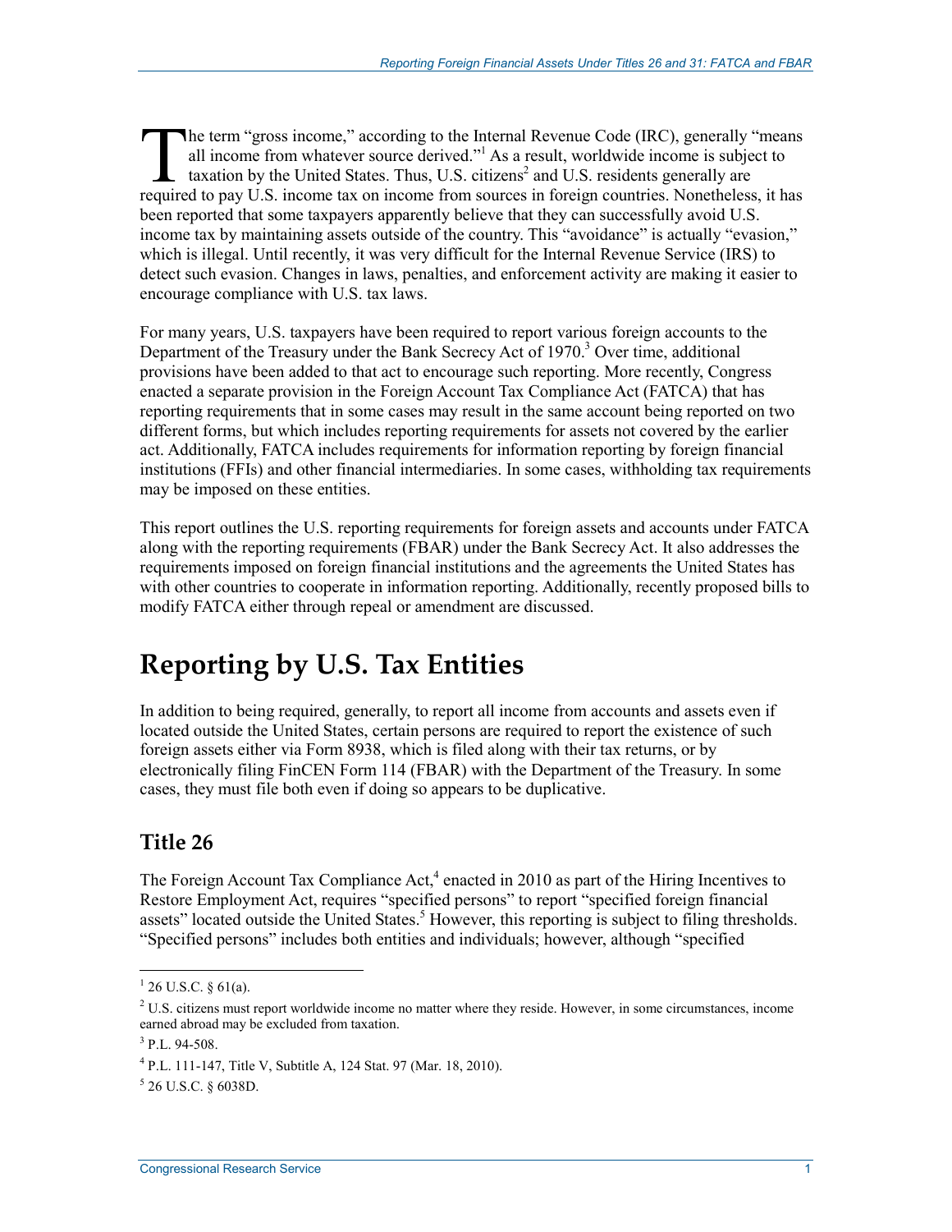The term "gross income," according to the Internal Revenue Code (IRC), generally "means all income from whatever source derived."[1] As a result, worldwide income is subject to taxation by the United States. Thus, U.S. citizens[2] and U.S. residents generally are required to pay U.S. income tax on income from sources in foreign countries. Nonetheless, it has been reported that some taxpayers apparently believe that they can successfully avoid U.S. income tax by maintaining assets outside of the country. This "avoidance" is actually "evasion," which is illegal. Until recently, it was very difficult for the Internal Revenue Service (IRS) to detect such evasion. Changes in laws, penalties, and enforcement activity are making it easier to encourage compliance with U.S. tax laws.

For many years, U.S. taxpayers have been required to report various foreign accounts to the Department of the Treasury under the Bank Secrecy Act of 1970.[3] Over time, additional provisions have been added to that act to encourage such reporting. More recently, Congress enacted a separate provision in the Foreign Account Tax Compliance Act (FATCA) that has reporting requirements that in some cases may result in the same account being reported on two different forms, but which includes reporting requirements for assets not covered by the earlier act. Additionally, FATCA includes requirements for information reporting by foreign financial institutions (FFIs) and other financial intermediaries. In some cases, withholding tax requirements may be imposed on these entities.

This report outlines the U.S. reporting requirements for foreign assets and accounts under FATCA along with the reporting requirements (FBAR) under the Bank Secrecy Act. It also addresses the requirements imposed on foreign financial institutions and the agreements the United States has with other countries to cooperate in information reporting. Additionally, recently proposed bills to modify FATCA either through repeal or amendment are discussed.

# Reporting by U.S. Tax Entities

In addition to being required, generally, to report all income from accounts and assets even if located outside the United States, certain persons are required to report the existence of such foreign assets either via Form 8938, which is filed along with their tax returns, or by electronically filing FinCEN Form 114 (FBAR) with the Department of the Treasury. In some cases, they must file both even if doing so appears to be duplicative.

## Title 26

The Foreign Account Tax Compliance Act,[4] enacted in 2010 as part of the Hiring Incentives to Restore Employment Act, requires "specified persons" to report "specified foreign financial assets" located outside the United States.[5] However, this reporting is subject to filing thresholds. "Specified persons" includes both entities and individuals; however, although "specified

---

[1] 26 U.S.C. § 61(a).

[2] U.S. citizens must report worldwide income no matter where they reside. However, in some circumstances, income earned abroad may be excluded from taxation.

[3] P.L. 94-508.

[4] P.L. 111-147, Title V, Subtitle A, 124 Stat. 97 (Mar. 18, 2010).

[5] 26 U.S.C. § 6038D.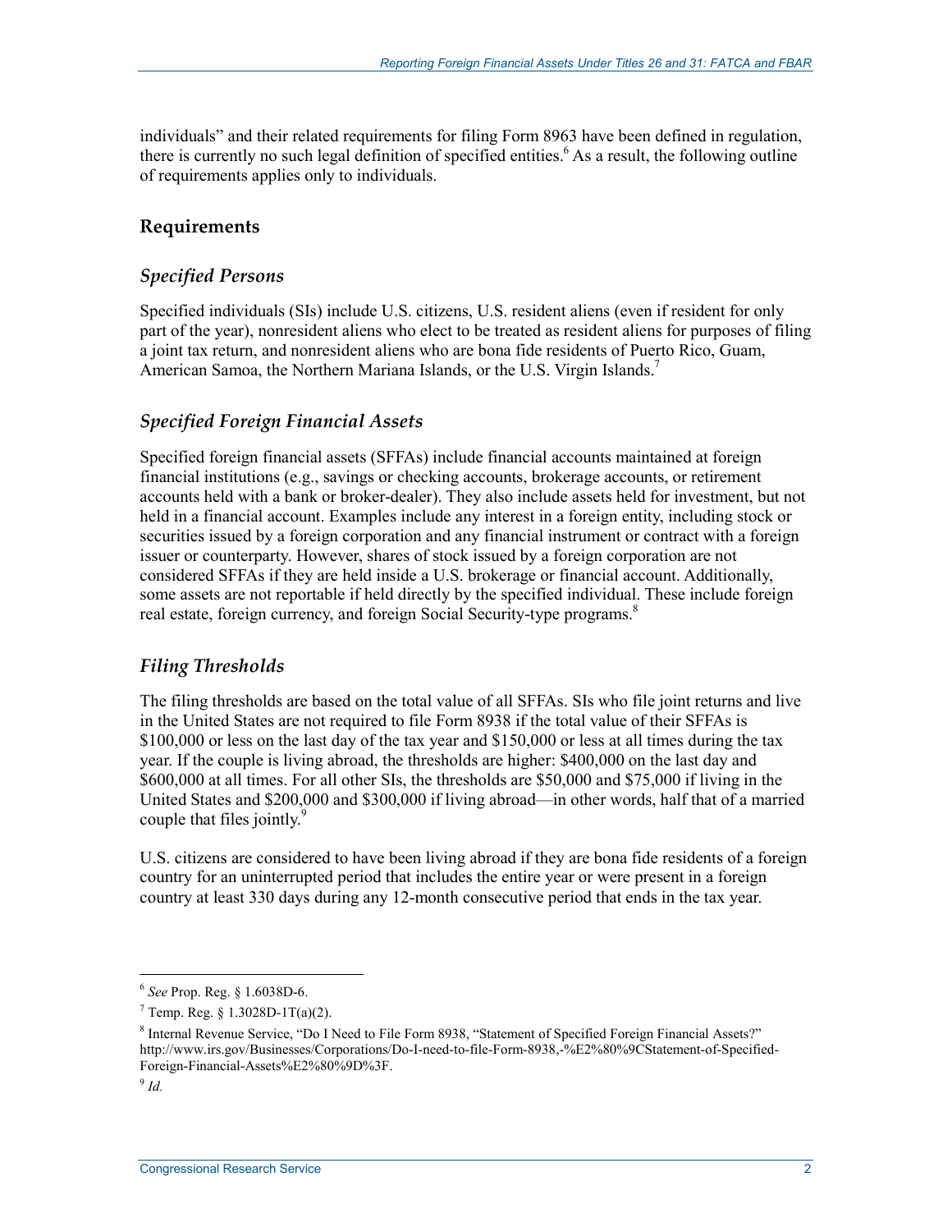individuals" and their related requirements for filing Form 8963 have been defined in regulation, there is currently no such legal definition of specified entities.[6] As a result, the following outline of requirements applies only to individuals.

## Requirements

### *Specified Persons*

Specified individuals (SIs) include U.S. citizens, U.S. resident aliens (even if resident for only part of the year), nonresident aliens who elect to be treated as resident aliens for purposes of filing a joint tax return, and nonresident aliens who are bona fide residents of Puerto Rico, Guam, American Samoa, the Northern Mariana Islands, or the U.S. Virgin Islands.[7]

### *Specified Foreign Financial Assets*

Specified foreign financial assets (SFFAs) include financial accounts maintained at foreign financial institutions (e.g., savings or checking accounts, brokerage accounts, or retirement accounts held with a bank or broker-dealer). They also include assets held for investment, but not held in a financial account. Examples include any interest in a foreign entity, including stock or securities issued by a foreign corporation and any financial instrument or contract with a foreign issuer or counterparty. However, shares of stock issued by a foreign corporation are not considered SFFAs if they are held inside a U.S. brokerage or financial account. Additionally, some assets are not reportable if held directly by the specified individual. These include foreign real estate, foreign currency, and foreign Social Security-type programs.[8]

### *Filing Thresholds*

The filing thresholds are based on the total value of all SFFAs. SIs who file joint returns and live in the United States are not required to file Form 8938 if the total value of their SFFAs is $100,000 or less on the last day of the tax year and $150,000 or less at all times during the tax year. If the couple is living abroad, the thresholds are higher: $400,000 on the last day and $600,000 at all times. For all other SIs, the thresholds are $50,000 and $75,000 if living in the United States and $200,000 and $300,000 if living abroad—in other words, half that of a married couple that files jointly.[9]

U.S. citizens are considered to have been living abroad if they are bona fide residents of a foreign country for an uninterrupted period that includes the entire year or were present in a foreign country at least 330 days during any 12-month consecutive period that ends in the tax year.

---

[6] *See* Prop. Reg. § 1.6038D-6.

[7] Temp. Reg. § 1.3028D-1T(a)(2).

[8] Internal Revenue Service, "Do I Need to File Form 8938, "Statement of Specified Foreign Financial Assets?" http://www.irs.gov/Businesses/Corporations/Do-I-need-to-file-Form-8938,-%E2%80%9CStatement-of-Specified-Foreign-Financial-Assets%E2%80%9D%3F.

[9] *Id.*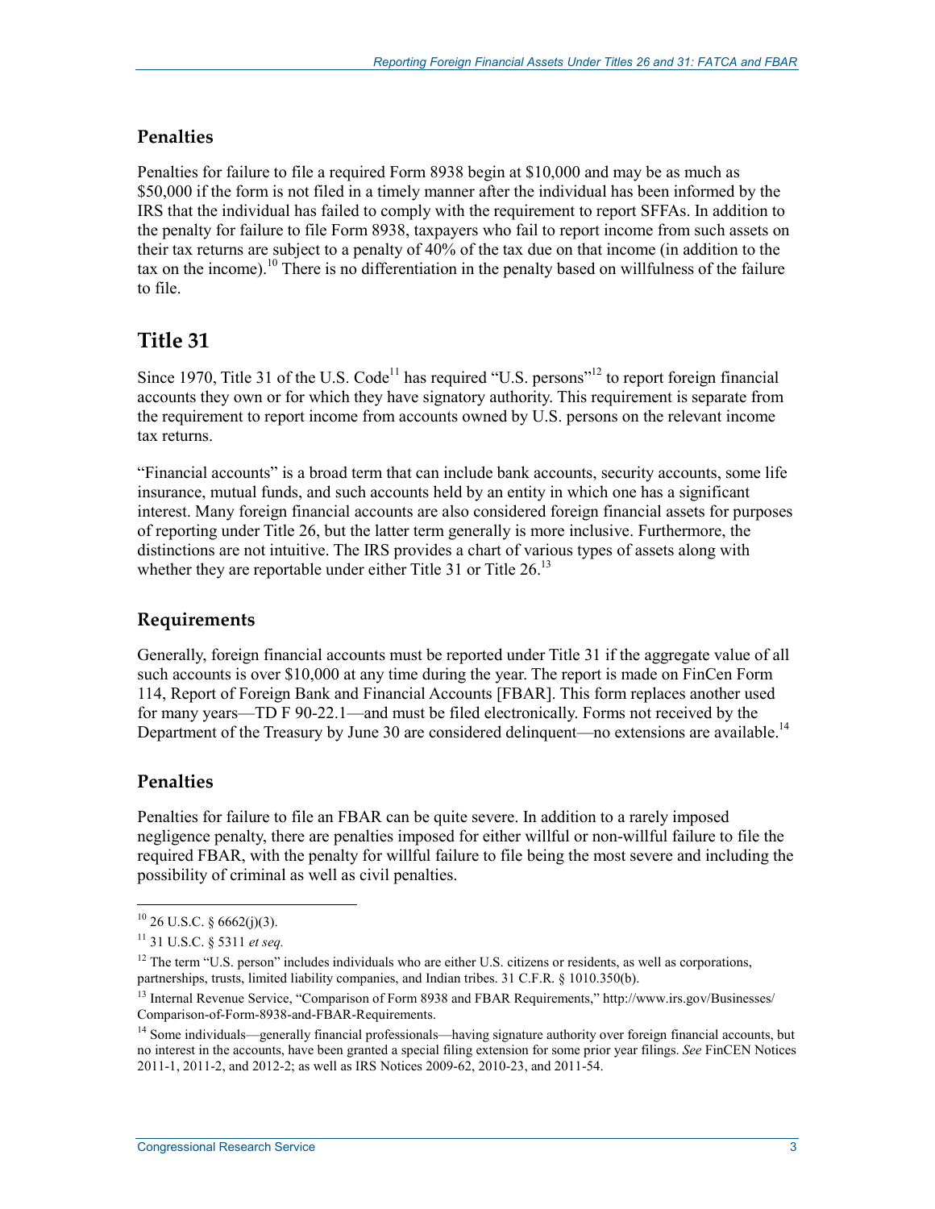### Penalties

Penalties for failure to file a required Form 8938 begin at $10,000 and may be as much as $50,000 if the form is not filed in a timely manner after the individual has been informed by the IRS that the individual has failed to comply with the requirement to report SFFAs. In addition to the penalty for failure to file Form 8938, taxpayers who fail to report income from such assets on their tax returns are subject to a penalty of 40% of the tax due on that income (in addition to the tax on the income).[10] There is no differentiation in the penalty based on willfulness of the failure to file.

## Title 31

Since 1970, Title 31 of the U.S. Code[11] has required "U.S. persons"[12] to report foreign financial accounts they own or for which they have signatory authority. This requirement is separate from the requirement to report income from accounts owned by U.S. persons on the relevant income tax returns.

"Financial accounts" is a broad term that can include bank accounts, security accounts, some life insurance, mutual funds, and such accounts held by an entity in which one has a significant interest. Many foreign financial accounts are also considered foreign financial assets for purposes of reporting under Title 26, but the latter term generally is more inclusive. Furthermore, the distinctions are not intuitive. The IRS provides a chart of various types of assets along with whether they are reportable under either Title 31 or Title 26.[13]

### Requirements

Generally, foreign financial accounts must be reported under Title 31 if the aggregate value of all such accounts is over $10,000 at any time during the year. The report is made on FinCen Form 114, Report of Foreign Bank and Financial Accounts [FBAR]. This form replaces another used for many years—TD F 90-22.1—and must be filed electronically. Forms not received by the Department of the Treasury by June 30 are considered delinquent—no extensions are available.[14]

### Penalties

Penalties for failure to file an FBAR can be quite severe. In addition to a rarely imposed negligence penalty, there are penalties imposed for either willful or non-willful failure to file the required FBAR, with the penalty for willful failure to file being the most severe and including the possibility of criminal as well as civil penalties.

---

[10] 26 U.S.C. § 6662(j)(3).

[11] 31 U.S.C. § 5311 *et seq.*

[12] The term "U.S. person" includes individuals who are either U.S. citizens or residents, as well as corporations, partnerships, trusts, limited liability companies, and Indian tribes. 31 C.F.R. § 1010.350(b).

[13] Internal Revenue Service, "Comparison of Form 8938 and FBAR Requirements," http://www.irs.gov/Businesses/Comparison-of-Form-8938-and-FBAR-Requirements.

[14] Some individuals—generally financial professionals—having signature authority over foreign financial accounts, but no interest in the accounts, have been granted a special filing extension for some prior year filings. *See* FinCEN Notices 2011-1, 2011-2, and 2012-2; as well as IRS Notices 2009-62, 2010-23, and 2011-54.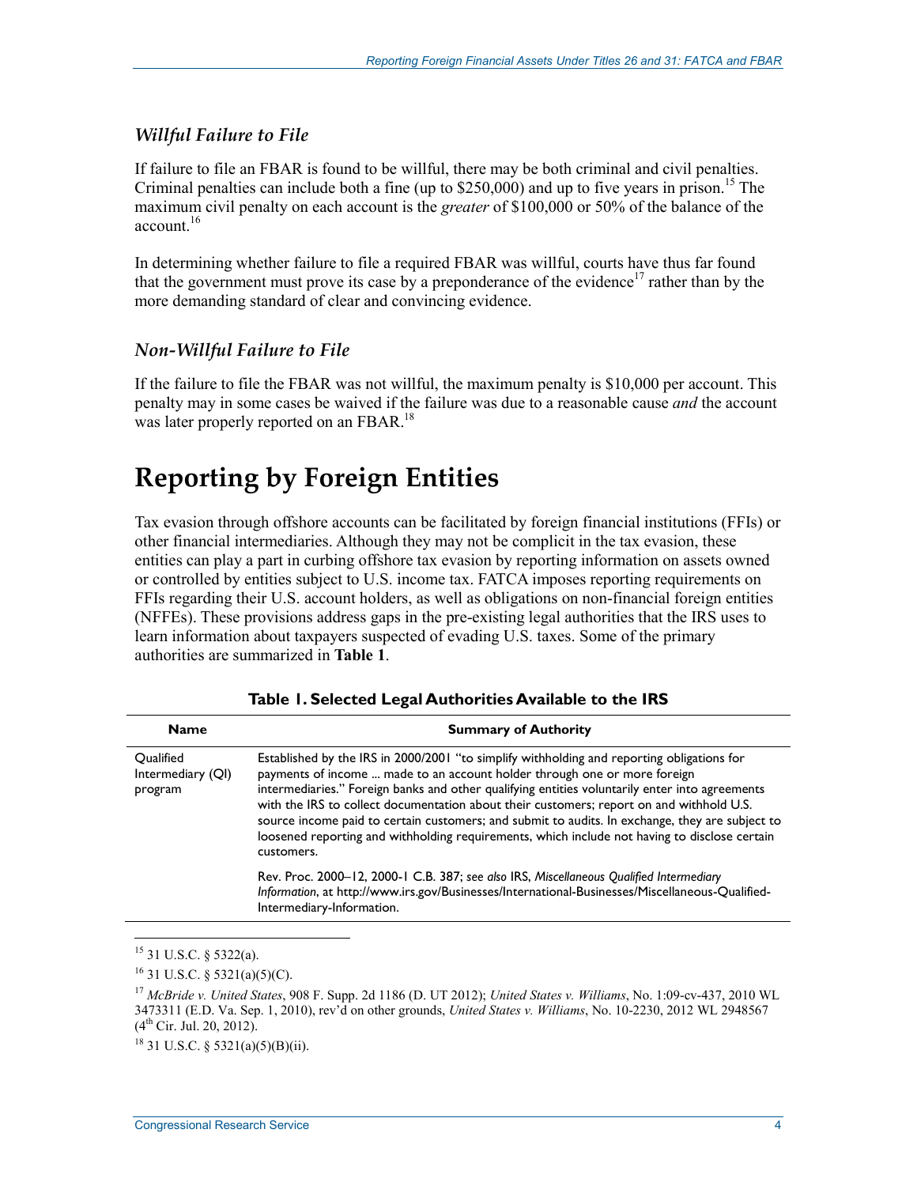### *Willful Failure to File*

If failure to file an FBAR is found to be willful, there may be both criminal and civil penalties. Criminal penalties can include both a fine (up to $250,000) and up to five years in prison.[15] The maximum civil penalty on each account is the *greater* of $100,000 or 50% of the balance of the account.[16]

In determining whether failure to file a required FBAR was willful, courts have thus far found that the government must prove its case by a preponderance of the evidence[17] rather than by the more demanding standard of clear and convincing evidence.

### *Non-Willful Failure to File*

If the failure to file the FBAR was not willful, the maximum penalty is $10,000 per account. This penalty may in some cases be waived if the failure was due to a reasonable cause *and* the account was later properly reported on an FBAR.[18]

# Reporting by Foreign Entities

Tax evasion through offshore accounts can be facilitated by foreign financial institutions (FFIs) or other financial intermediaries. Although they may not be complicit in the tax evasion, these entities can play a part in curbing offshore tax evasion by reporting information on assets owned or controlled by entities subject to U.S. income tax. FATCA imposes reporting requirements on FFIs regarding their U.S. account holders, as well as obligations on non-financial foreign entities (NFFEs). These provisions address gaps in the pre-existing legal authorities that the IRS uses to learn information about taxpayers suspected of evading U.S. taxes. Some of the primary authorities are summarized in **Table 1**.

**Table 1. Selected Legal Authorities Available to the IRS**

| Name | Summary of Authority |
| --- | --- |
| Qualified Intermediary (QI) program | Established by the IRS in 2000/2001 "to simplify withholding and reporting obligations for payments of income ... made to an account holder through one or more foreign intermediaries." Foreign banks and other qualifying entities voluntarily enter into agreements with the IRS to collect documentation about their customers; report on and withhold U.S. source income paid to certain customers; and submit to audits. In exchange, they are subject to loosened reporting and withholding requirements, which include not having to disclose certain customers. |
| | Rev. Proc. 2000–12, 2000-1 C.B. 387; *see also* IRS, *Miscellaneous Qualified Intermediary Information*, at http://www.irs.gov/Businesses/International-Businesses/Miscellaneous-Qualified-Intermediary-Information. |

[15] 31 U.S.C. § 5322(a).

[16] 31 U.S.C. § 5321(a)(5)(C).

[17] *McBride v. United States*, 908 F. Supp. 2d 1186 (D. UT 2012); *United States v. Williams*, No. 1:09-cv-437, 2010 WL 3473311 (E.D. Va. Sep. 1, 2010), rev'd on other grounds, *United States v. Williams*, No. 10-2230, 2012 WL 2948567 (4th Cir. Jul. 20, 2012).

[18] 31 U.S.C. § 5321(a)(5)(B)(ii).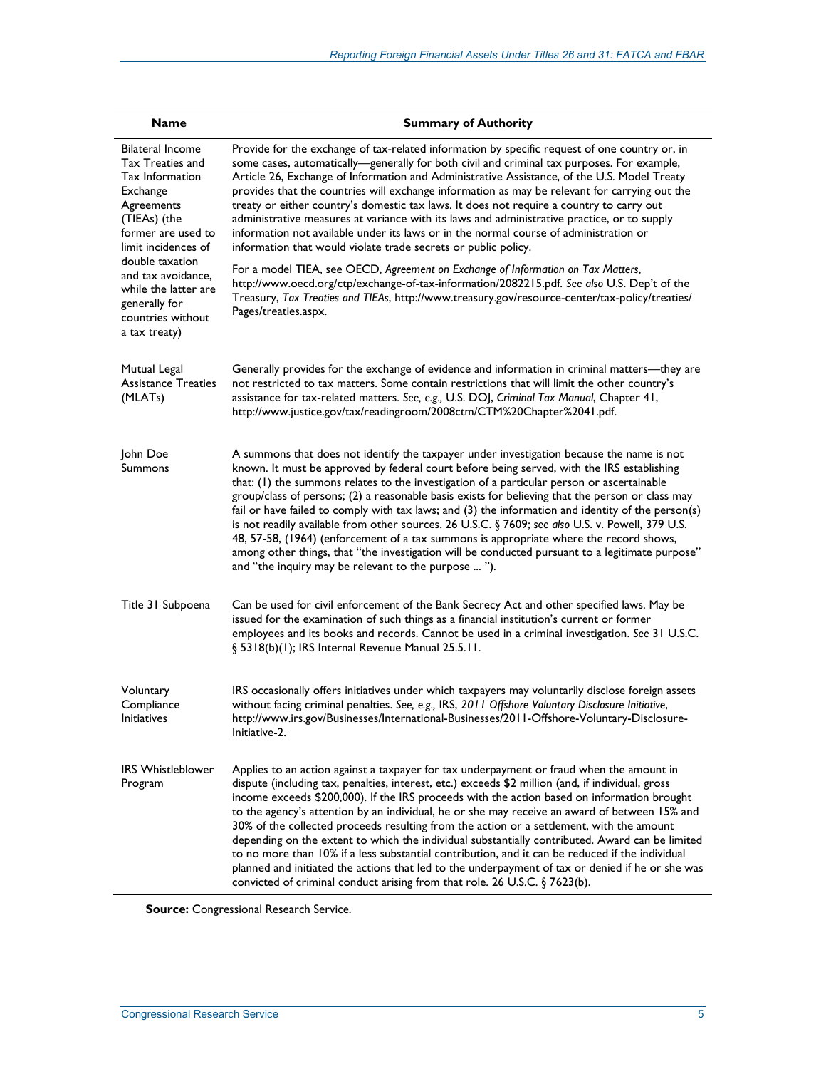| Name | Summary of Authority |
|---|---|
| Bilateral Income Tax Treaties and Tax Information Exchange Agreements (TIEAs) (the former are used to limit incidences of double taxation and tax avoidance, while the latter are generally for countries without a tax treaty) | Provide for the exchange of tax-related information by specific request of one country or, in some cases, automatically—generally for both civil and criminal tax purposes. For example, Article 26, Exchange of Information and Administrative Assistance, of the U.S. Model Treaty provides that the countries will exchange information as may be relevant for carrying out the treaty or either country's domestic tax laws. It does not require a country to carry out administrative measures at variance with its laws and administrative practice, or to supply information not available under its laws or in the normal course of administration or information that would violate trade secrets or public policy.<br><br>For a model TIEA, see OECD, *Agreement on Exchange of Information on Tax Matters*, http://www.oecd.org/ctp/exchange-of-tax-information/2082215.pdf. *See also* U.S. Dep't of the Treasury, *Tax Treaties and TIEAs*, http://www.treasury.gov/resource-center/tax-policy/treaties/Pages/treaties.aspx. |
| Mutual Legal Assistance Treaties (MLATs) | Generally provides for the exchange of evidence and information in criminal matters—they are not restricted to tax matters. Some contain restrictions that will limit the other country's assistance for tax-related matters. *See, e.g.,* U.S. DOJ, *Criminal Tax Manual*, Chapter 41, http://www.justice.gov/tax/readingroom/2008ctm/CTM%20Chapter%2041.pdf. |
| John Doe Summons | A summons that does not identify the taxpayer under investigation because the name is not known. It must be approved by federal court before being served, with the IRS establishing that: (1) the summons relates to the investigation of a particular person or ascertainable group/class of persons; (2) a reasonable basis exists for believing that the person or class may fail or have failed to comply with tax laws; and (3) the information and identity of the person(s) is not readily available from other sources. 26 U.S.C. § 7609; *see also* U.S. v. Powell, 379 U.S. 48, 57-58, (1964) (enforcement of a tax summons is appropriate where the record shows, among other things, that "the investigation will be conducted pursuant to a legitimate purpose" and "the inquiry may be relevant to the purpose ... "). |
| Title 31 Subpoena | Can be used for civil enforcement of the Bank Secrecy Act and other specified laws. May be issued for the examination of such things as a financial institution's current or former employees and its books and records. Cannot be used in a criminal investigation. *See* 31 U.S.C. § 5318(b)(1); IRS Internal Revenue Manual 25.5.11. |
| Voluntary Compliance Initiatives | IRS occasionally offers initiatives under which taxpayers may voluntarily disclose foreign assets without facing criminal penalties. *See, e.g.,* IRS, *2011 Offshore Voluntary Disclosure Initiative*, http://www.irs.gov/Businesses/International-Businesses/2011-Offshore-Voluntary-Disclosure-Initiative-2. |
| IRS Whistleblower Program | Applies to an action against a taxpayer for tax underpayment or fraud when the amount in dispute (including tax, penalties, interest, etc.) exceeds $2 million (and, if individual, gross income exceeds $200,000). If the IRS proceeds with the action based on information brought to the agency's attention by an individual, he or she may receive an award of between 15% and 30% of the collected proceeds resulting from the action or a settlement, with the amount depending on the extent to which the individual substantially contributed. Award can be limited to no more than 10% if a less substantial contribution, and it can be reduced if the individual planned and initiated the actions that led to the underpayment of tax or denied if he or she was convicted of criminal conduct arising from that role. 26 U.S.C. § 7623(b). |

**Source:** Congressional Research Service.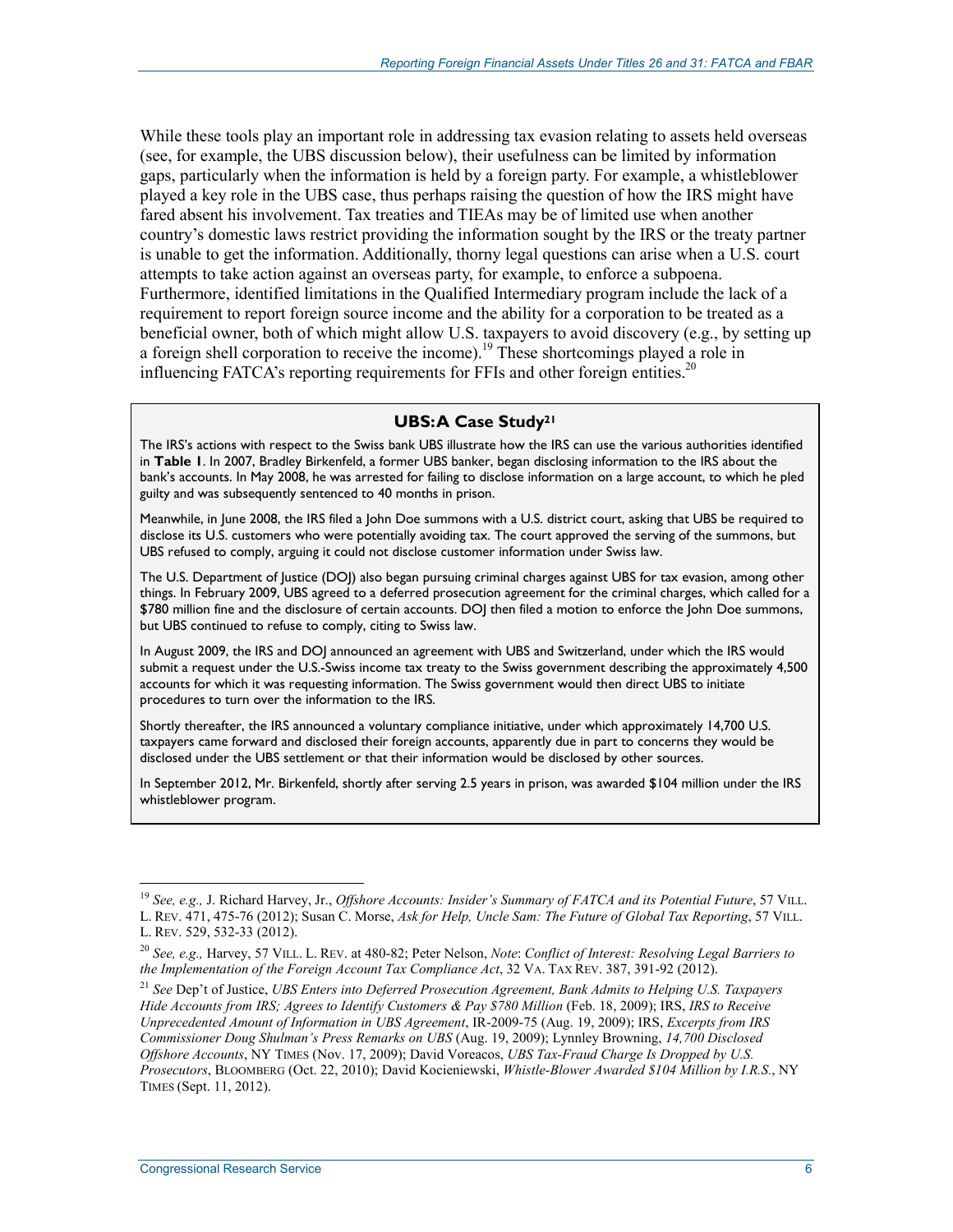While these tools play an important role in addressing tax evasion relating to assets held overseas (see, for example, the UBS discussion below), their usefulness can be limited by information gaps, particularly when the information is held by a foreign party. For example, a whistleblower played a key role in the UBS case, thus perhaps raising the question of how the IRS might have fared absent his involvement. Tax treaties and TIEAs may be of limited use when another country's domestic laws restrict providing the information sought by the IRS or the treaty partner is unable to get the information. Additionally, thorny legal questions can arise when a U.S. court attempts to take action against an overseas party, for example, to enforce a subpoena. Furthermore, identified limitations in the Qualified Intermediary program include the lack of a requirement to report foreign source income and the ability for a corporation to be treated as a beneficial owner, both of which might allow U.S. taxpayers to avoid discovery (e.g., by setting up a foreign shell corporation to receive the income).[19] These shortcomings played a role in influencing FATCA's reporting requirements for FFIs and other foreign entities.[20]

**UBS: A Case Study[21]**

The IRS's actions with respect to the Swiss bank UBS illustrate how the IRS can use the various authorities identified in **Table 1**. In 2007, Bradley Birkenfeld, a former UBS banker, began disclosing information to the IRS about the bank's accounts. In May 2008, he was arrested for failing to disclose information on a large account, to which he pled guilty and was subsequently sentenced to 40 months in prison.

Meanwhile, in June 2008, the IRS filed a John Doe summons with a U.S. district court, asking that UBS be required to disclose its U.S. customers who were potentially avoiding tax. The court approved the serving of the summons, but UBS refused to comply, arguing it could not disclose customer information under Swiss law.

The U.S. Department of Justice (DOJ) also began pursuing criminal charges against UBS for tax evasion, among other things. In February 2009, UBS agreed to a deferred prosecution agreement for the criminal charges, which called for a $780 million fine and the disclosure of certain accounts. DOJ then filed a motion to enforce the John Doe summons, but UBS continued to refuse to comply, citing to Swiss law.

In August 2009, the IRS and DOJ announced an agreement with UBS and Switzerland, under which the IRS would submit a request under the U.S.-Swiss income tax treaty to the Swiss government describing the approximately 4,500 accounts for which it was requesting information. The Swiss government would then direct UBS to initiate procedures to turn over the information to the IRS.

Shortly thereafter, the IRS announced a voluntary compliance initiative, under which approximately 14,700 U.S. taxpayers came forward and disclosed their foreign accounts, apparently due in part to concerns they would be disclosed under the UBS settlement or that their information would be disclosed by other sources.

In September 2012, Mr. Birkenfeld, shortly after serving 2.5 years in prison, was awarded $104 million under the IRS whistleblower program.

---

[19] *See, e.g.,* J. Richard Harvey, Jr., *Offshore Accounts: Insider's Summary of FATCA and its Potential Future*, 57 VILL. L. REV. 471, 475-76 (2012); Susan C. Morse, *Ask for Help, Uncle Sam: The Future of Global Tax Reporting*, 57 VILL. L. REV. 529, 532-33 (2012).

[20] *See, e.g.,* Harvey, 57 VILL. L. REV. at 480-82; Peter Nelson, *Note*: *Conflict of Interest: Resolving Legal Barriers to the Implementation of the Foreign Account Tax Compliance Act*, 32 VA. TAX REV. 387, 391-92 (2012).

[21] *See* Dep't of Justice, *UBS Enters into Deferred Prosecution Agreement, Bank Admits to Helping U.S. Taxpayers Hide Accounts from IRS; Agrees to Identify Customers & Pay $780 Million* (Feb. 18, 2009); IRS, *IRS to Receive Unprecedented Amount of Information in UBS Agreement*, IR-2009-75 (Aug. 19, 2009); IRS, *Excerpts from IRS Commissioner Doug Shulman's Press Remarks on UBS* (Aug. 19, 2009); Lynnley Browning, *14,700 Disclosed Offshore Accounts*, NY TIMES (Nov. 17, 2009); David Voreacos, *UBS Tax-Fraud Charge Is Dropped by U.S. Prosecutors*, BLOOMBERG (Oct. 22, 2010); David Kocieniewski, *Whistle-Blower Awarded $104 Million by I.R.S.*, NY TIMES (Sept. 11, 2012).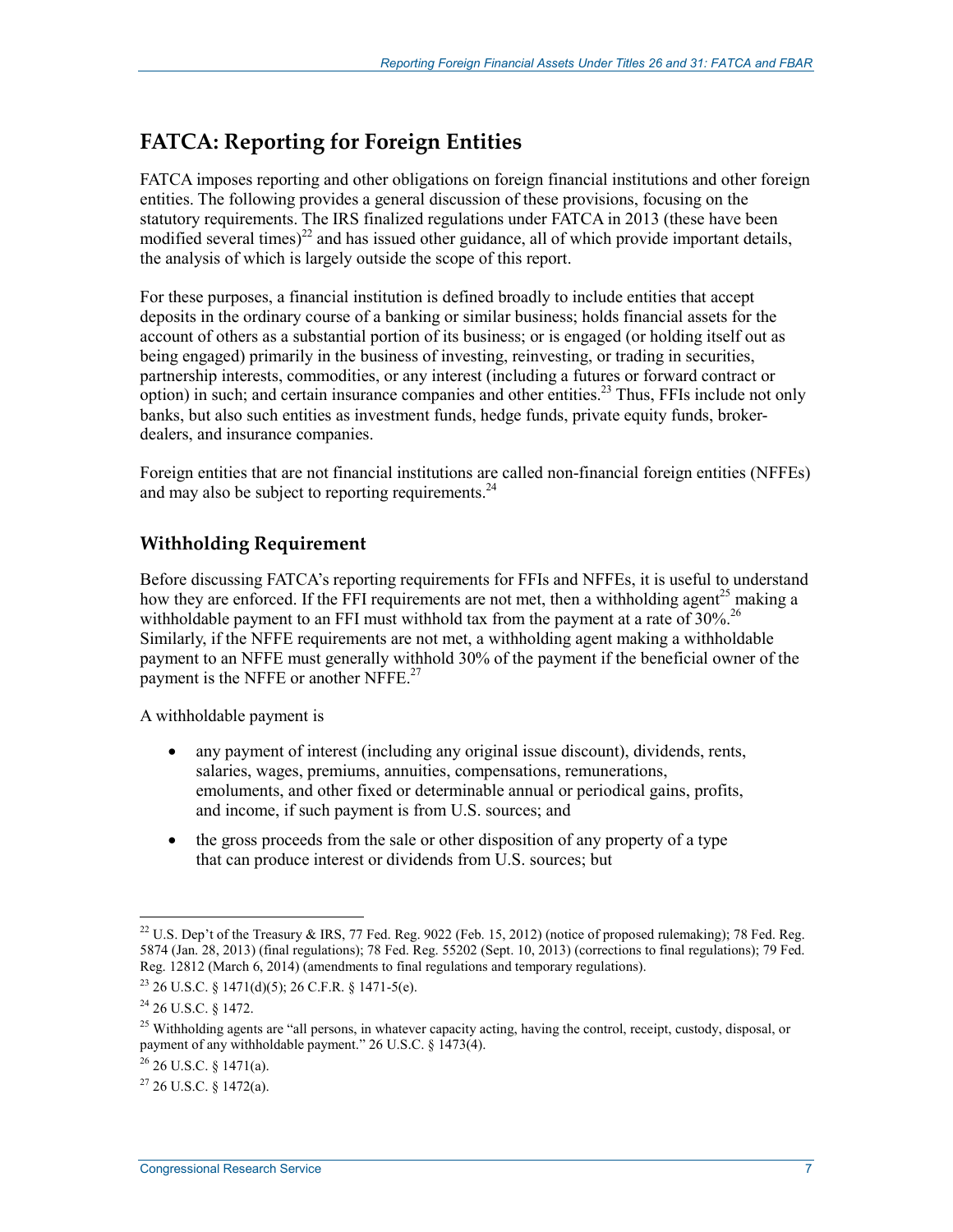## FATCA: Reporting for Foreign Entities

FATCA imposes reporting and other obligations on foreign financial institutions and other foreign entities. The following provides a general discussion of these provisions, focusing on the statutory requirements. The IRS finalized regulations under FATCA in 2013 (these have been modified several times)[22] and has issued other guidance, all of which provide important details, the analysis of which is largely outside the scope of this report.

For these purposes, a financial institution is defined broadly to include entities that accept deposits in the ordinary course of a banking or similar business; holds financial assets for the account of others as a substantial portion of its business; or is engaged (or holding itself out as being engaged) primarily in the business of investing, reinvesting, or trading in securities, partnership interests, commodities, or any interest (including a futures or forward contract or option) in such; and certain insurance companies and other entities.[23] Thus, FFIs include not only banks, but also such entities as investment funds, hedge funds, private equity funds, broker-dealers, and insurance companies.

Foreign entities that are not financial institutions are called non-financial foreign entities (NFFEs) and may also be subject to reporting requirements.[24]

### Withholding Requirement

Before discussing FATCA's reporting requirements for FFIs and NFFEs, it is useful to understand how they are enforced. If the FFI requirements are not met, then a withholding agent[25] making a withholdable payment to an FFI must withhold tax from the payment at a rate of 30%.[26] Similarly, if the NFFE requirements are not met, a withholding agent making a withholdable payment to an NFFE must generally withhold 30% of the payment if the beneficial owner of the payment is the NFFE or another NFFE.[27]

A withholdable payment is

- any payment of interest (including any original issue discount), dividends, rents, salaries, wages, premiums, annuities, compensations, remunerations, emoluments, and other fixed or determinable annual or periodical gains, profits, and income, if such payment is from U.S. sources; and
- the gross proceeds from the sale or other disposition of any property of a type that can produce interest or dividends from U.S. sources; but

---

[22] U.S. Dep't of the Treasury & IRS, 77 Fed. Reg. 9022 (Feb. 15, 2012) (notice of proposed rulemaking); 78 Fed. Reg. 5874 (Jan. 28, 2013) (final regulations); 78 Fed. Reg. 55202 (Sept. 10, 2013) (corrections to final regulations); 79 Fed. Reg. 12812 (March 6, 2014) (amendments to final regulations and temporary regulations).

[23] 26 U.S.C. § 1471(d)(5); 26 C.F.R. § 1471-5(e).

[24] 26 U.S.C. § 1472.

[25] Withholding agents are "all persons, in whatever capacity acting, having the control, receipt, custody, disposal, or payment of any withholdable payment." 26 U.S.C. § 1473(4).

[26] 26 U.S.C. § 1471(a).

[27] 26 U.S.C. § 1472(a).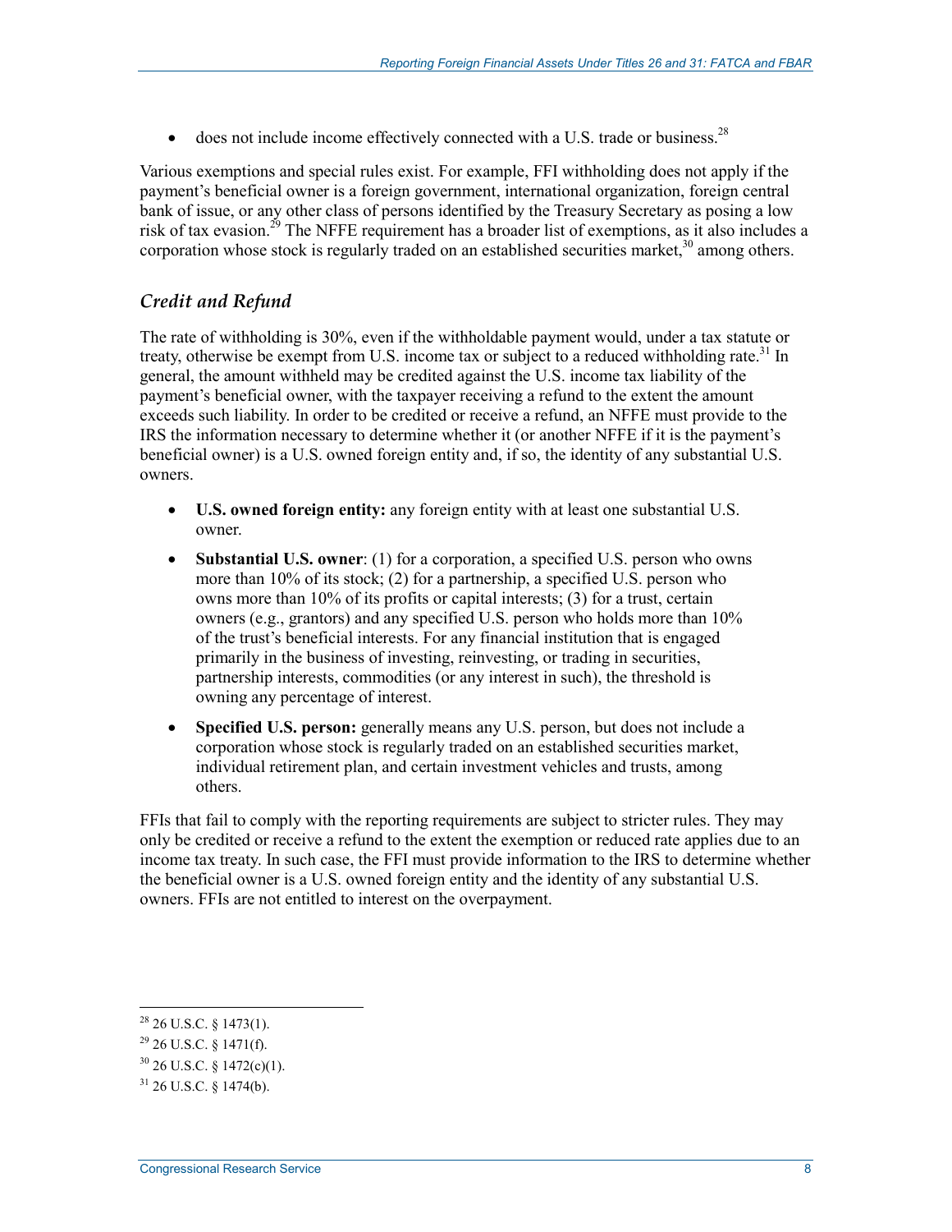- does not include income effectively connected with a U.S. trade or business.[28]

Various exemptions and special rules exist. For example, FFI withholding does not apply if the payment's beneficial owner is a foreign government, international organization, foreign central bank of issue, or any other class of persons identified by the Treasury Secretary as posing a low risk of tax evasion.[29] The NFFE requirement has a broader list of exemptions, as it also includes a corporation whose stock is regularly traded on an established securities market,[30] among others.

### *Credit and Refund*

The rate of withholding is 30%, even if the withholdable payment would, under a tax statute or treaty, otherwise be exempt from U.S. income tax or subject to a reduced withholding rate.[31] In general, the amount withheld may be credited against the U.S. income tax liability of the payment's beneficial owner, with the taxpayer receiving a refund to the extent the amount exceeds such liability. In order to be credited or receive a refund, an NFFE must provide to the IRS the information necessary to determine whether it (or another NFFE if it is the payment's beneficial owner) is a U.S. owned foreign entity and, if so, the identity of any substantial U.S. owners.

- **U.S. owned foreign entity:** any foreign entity with at least one substantial U.S. owner.
- **Substantial U.S. owner**: (1) for a corporation, a specified U.S. person who owns more than 10% of its stock; (2) for a partnership, a specified U.S. person who owns more than 10% of its profits or capital interests; (3) for a trust, certain owners (e.g., grantors) and any specified U.S. person who holds more than 10% of the trust's beneficial interests. For any financial institution that is engaged primarily in the business of investing, reinvesting, or trading in securities, partnership interests, commodities (or any interest in such), the threshold is owning any percentage of interest.
- **Specified U.S. person:** generally means any U.S. person, but does not include a corporation whose stock is regularly traded on an established securities market, individual retirement plan, and certain investment vehicles and trusts, among others.

FFIs that fail to comply with the reporting requirements are subject to stricter rules. They may only be credited or receive a refund to the extent the exemption or reduced rate applies due to an income tax treaty. In such case, the FFI must provide information to the IRS to determine whether the beneficial owner is a U.S. owned foreign entity and the identity of any substantial U.S. owners. FFIs are not entitled to interest on the overpayment.

---

[28] 26 U.S.C. § 1473(1).

[29] 26 U.S.C. § 1471(f).

[30] 26 U.S.C. § 1472(c)(1).

[31] 26 U.S.C. § 1474(b).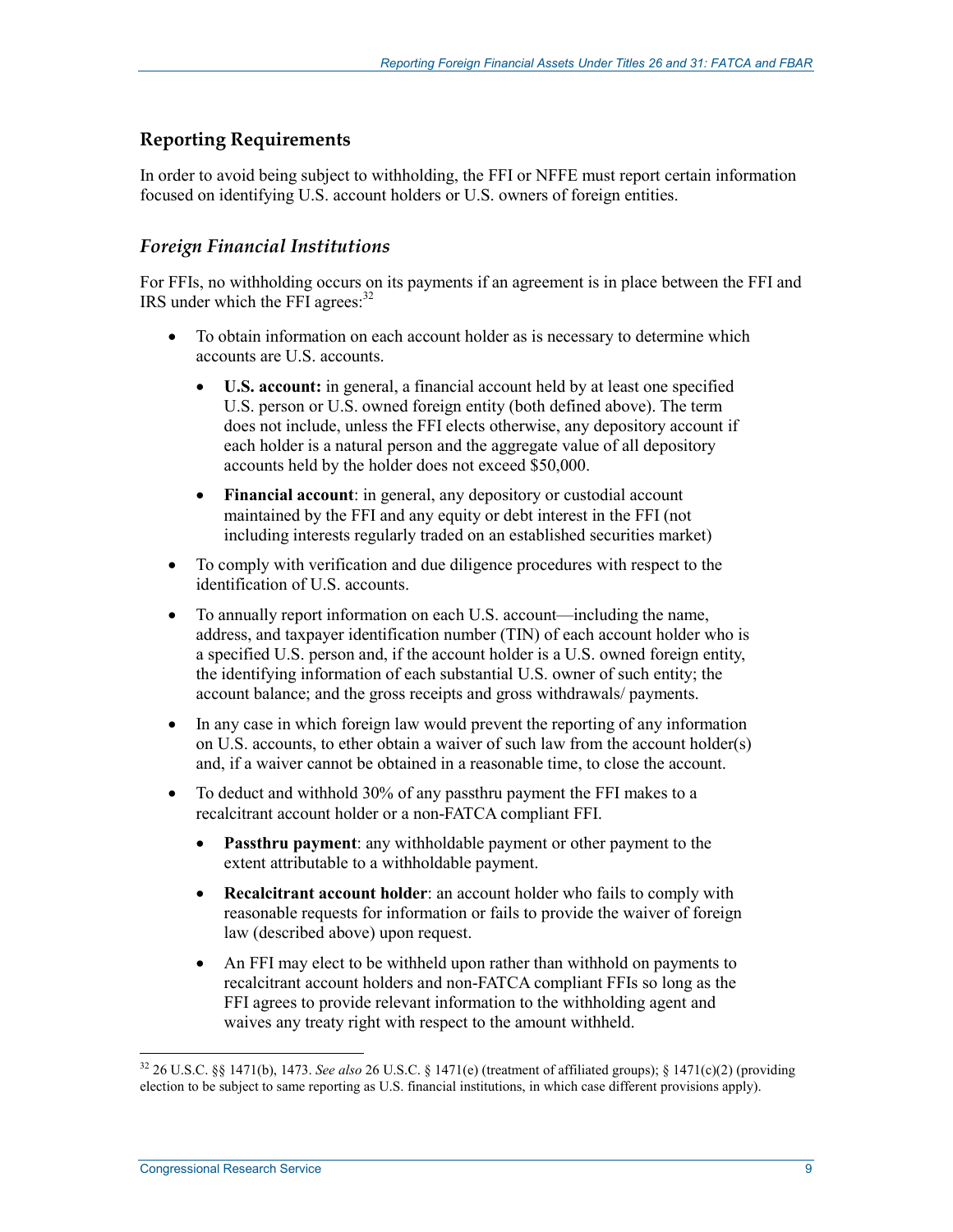## Reporting Requirements

In order to avoid being subject to withholding, the FFI or NFFE must report certain information focused on identifying U.S. account holders or U.S. owners of foreign entities.

### *Foreign Financial Institutions*

For FFIs, no withholding occurs on its payments if an agreement is in place between the FFI and IRS under which the FFI agrees:[32]

- To obtain information on each account holder as is necessary to determine which accounts are U.S. accounts.
  - **U.S. account:** in general, a financial account held by at least one specified U.S. person or U.S. owned foreign entity (both defined above). The term does not include, unless the FFI elects otherwise, any depository account if each holder is a natural person and the aggregate value of all depository accounts held by the holder does not exceed $50,000.
  - **Financial account**: in general, any depository or custodial account maintained by the FFI and any equity or debt interest in the FFI (not including interests regularly traded on an established securities market)
- To comply with verification and due diligence procedures with respect to the identification of U.S. accounts.
- To annually report information on each U.S. account—including the name, address, and taxpayer identification number (TIN) of each account holder who is a specified U.S. person and, if the account holder is a U.S. owned foreign entity, the identifying information of each substantial U.S. owner of such entity; the account balance; and the gross receipts and gross withdrawals/ payments.
- In any case in which foreign law would prevent the reporting of any information on U.S. accounts, to ether obtain a waiver of such law from the account holder(s) and, if a waiver cannot be obtained in a reasonable time, to close the account.
- To deduct and withhold 30% of any passthru payment the FFI makes to a recalcitrant account holder or a non-FATCA compliant FFI.
  - **Passthru payment**: any withholdable payment or other payment to the extent attributable to a withholdable payment.
  - **Recalcitrant account holder**: an account holder who fails to comply with reasonable requests for information or fails to provide the waiver of foreign law (described above) upon request.
  - An FFI may elect to be withheld upon rather than withhold on payments to recalcitrant account holders and non-FATCA compliant FFIs so long as the FFI agrees to provide relevant information to the withholding agent and waives any treaty right with respect to the amount withheld.

---

[32] 26 U.S.C. §§ 1471(b), 1473. *See also* 26 U.S.C. § 1471(e) (treatment of affiliated groups); § 1471(c)(2) (providing election to be subject to same reporting as U.S. financial institutions, in which case different provisions apply).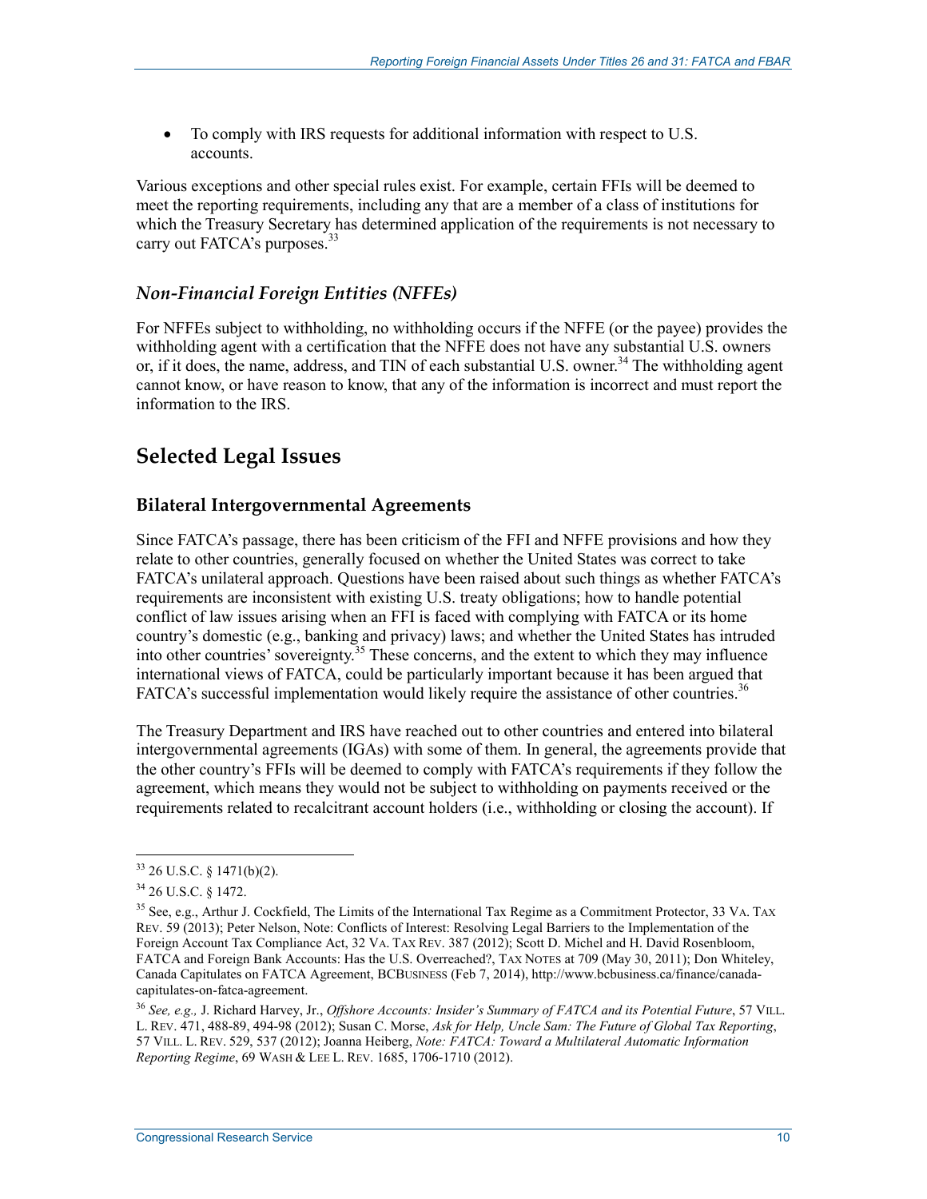- To comply with IRS requests for additional information with respect to U.S. accounts.

Various exceptions and other special rules exist. For example, certain FFIs will be deemed to meet the reporting requirements, including any that are a member of a class of institutions for which the Treasury Secretary has determined application of the requirements is not necessary to carry out FATCA's purposes.[33]

### *Non-Financial Foreign Entities (NFFEs)*

For NFFEs subject to withholding, no withholding occurs if the NFFE (or the payee) provides the withholding agent with a certification that the NFFE does not have any substantial U.S. owners or, if it does, the name, address, and TIN of each substantial U.S. owner.[34] The withholding agent cannot know, or have reason to know, that any of the information is incorrect and must report the information to the IRS.

# Selected Legal Issues

## Bilateral Intergovernmental Agreements

Since FATCA's passage, there has been criticism of the FFI and NFFE provisions and how they relate to other countries, generally focused on whether the United States was correct to take FATCA's unilateral approach. Questions have been raised about such things as whether FATCA's requirements are inconsistent with existing U.S. treaty obligations; how to handle potential conflict of law issues arising when an FFI is faced with complying with FATCA or its home country's domestic (e.g., banking and privacy) laws; and whether the United States has intruded into other countries' sovereignty.[35] These concerns, and the extent to which they may influence international views of FATCA, could be particularly important because it has been argued that FATCA's successful implementation would likely require the assistance of other countries.[36]

The Treasury Department and IRS have reached out to other countries and entered into bilateral intergovernmental agreements (IGAs) with some of them. In general, the agreements provide that the other country's FFIs will be deemed to comply with FATCA's requirements if they follow the agreement, which means they would not be subject to withholding on payments received or the requirements related to recalcitrant account holders (i.e., withholding or closing the account). If

---

[33] 26 U.S.C. § 1471(b)(2).

[34] 26 U.S.C. § 1472.

[35] See, e.g., Arthur J. Cockfield, The Limits of the International Tax Regime as a Commitment Protector, 33 VA. TAX REV. 59 (2013); Peter Nelson, Note: Conflicts of Interest: Resolving Legal Barriers to the Implementation of the Foreign Account Tax Compliance Act, 32 VA. TAX REV. 387 (2012); Scott D. Michel and H. David Rosenbloom, FATCA and Foreign Bank Accounts: Has the U.S. Overreached?, TAX NOTES at 709 (May 30, 2011); Don Whiteley, Canada Capitulates on FATCA Agreement, BCBUSINESS (Feb 7, 2014), http://www.bcbusiness.ca/finance/canada-capitulates-on-fatca-agreement.

[36] *See, e.g.,* J. Richard Harvey, Jr., *Offshore Accounts: Insider's Summary of FATCA and its Potential Future*, 57 VILL. L. REV. 471, 488-89, 494-98 (2012); Susan C. Morse, *Ask for Help, Uncle Sam: The Future of Global Tax Reporting*, 57 VILL. L. REV. 529, 537 (2012); Joanna Heiberg, *Note: FATCA: Toward a Multilateral Automatic Information Reporting Regime*, 69 WASH & LEE L. REV. 1685, 1706-1710 (2012).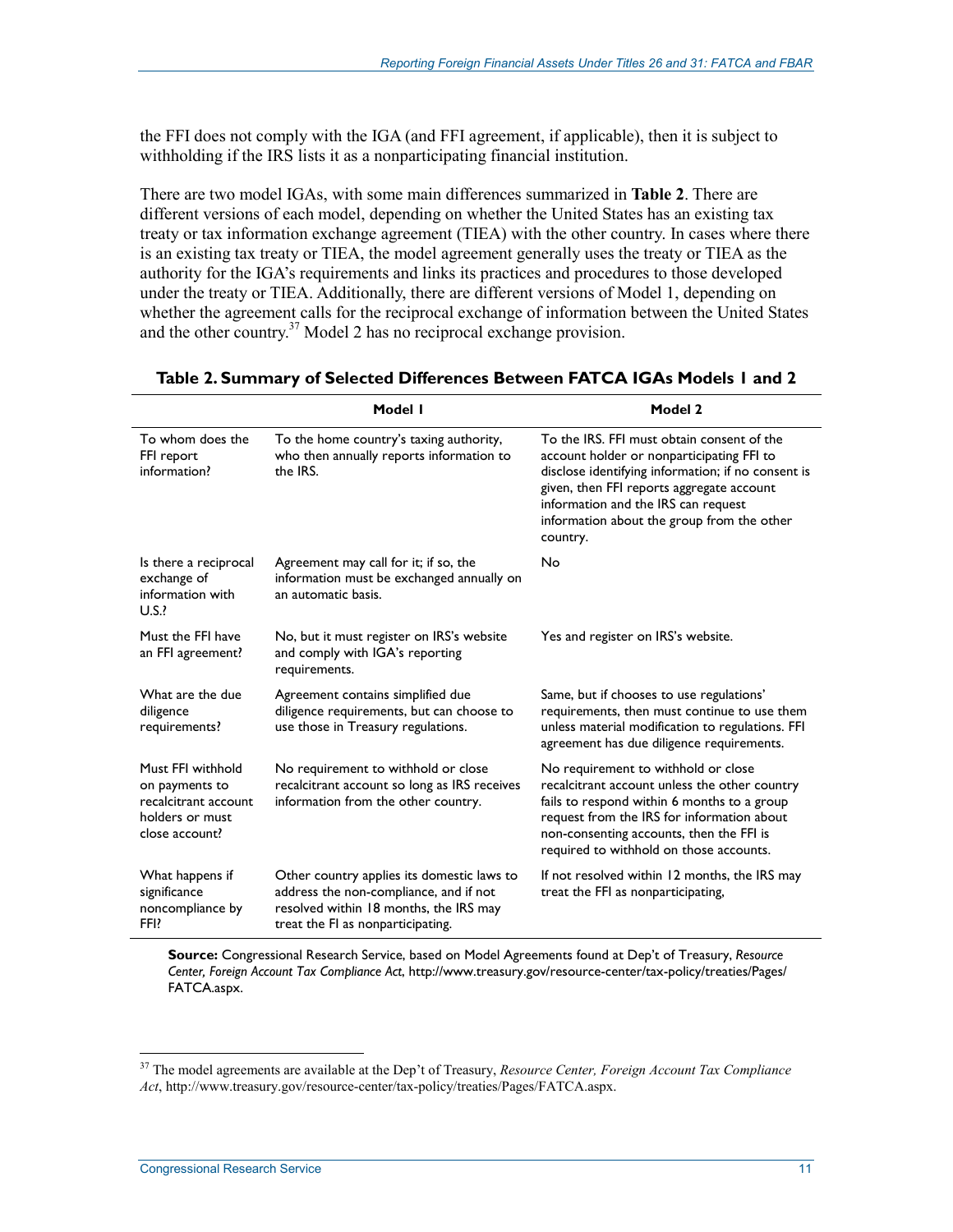the FFI does not comply with the IGA (and FFI agreement, if applicable), then it is subject to withholding if the IRS lists it as a nonparticipating financial institution.

There are two model IGAs, with some main differences summarized in **Table 2**. There are different versions of each model, depending on whether the United States has an existing tax treaty or tax information exchange agreement (TIEA) with the other country. In cases where there is an existing tax treaty or TIEA, the model agreement generally uses the treaty or TIEA as the authority for the IGA's requirements and links its practices and procedures to those developed under the treaty or TIEA. Additionally, there are different versions of Model 1, depending on whether the agreement calls for the reciprocal exchange of information between the United States and the other country.[37] Model 2 has no reciprocal exchange provision.

**Table 2. Summary of Selected Differences Between FATCA IGAs Models 1 and 2**

| | Model 1 | Model 2 |
|---|---|---|
| To whom does the FFI report information? | To the home country's taxing authority, who then annually reports information to the IRS. | To the IRS. FFI must obtain consent of the account holder or nonparticipating FFI to disclose identifying information; if no consent is given, then FFI reports aggregate account information and the IRS can request information about the group from the other country. |
| Is there a reciprocal exchange of information with U.S.? | Agreement may call for it; if so, the information must be exchanged annually on an automatic basis. | No |
| Must the FFI have an FFI agreement? | No, but it must register on IRS's website and comply with IGA's reporting requirements. | Yes and register on IRS's website. |
| What are the due diligence requirements? | Agreement contains simplified due diligence requirements, but can choose to use those in Treasury regulations. | Same, but if chooses to use regulations' requirements, then must continue to use them unless material modification to regulations. FFI agreement has due diligence requirements. |
| Must FFI withhold on payments to recalcitrant account holders or must close account? | No requirement to withhold or close recalcitrant account so long as IRS receives information from the other country. | No requirement to withhold or close recalcitrant account unless the other country fails to respond within 6 months to a group request from the IRS for information about non-consenting accounts, then the FFI is required to withhold on those accounts. |
| What happens if significance noncompliance by FFI? | Other country applies its domestic laws to address the non-compliance, and if not resolved within 18 months, the IRS may treat the FI as nonparticipating. | If not resolved within 12 months, the IRS may treat the FFI as nonparticipating, |

**Source:** Congressional Research Service, based on Model Agreements found at Dep't of Treasury, *Resource Center, Foreign Account Tax Compliance Act*, http://www.treasury.gov/resource-center/tax-policy/treaties/Pages/FATCA.aspx.

[37] The model agreements are available at the Dep't of Treasury, *Resource Center, Foreign Account Tax Compliance Act*, http://www.treasury.gov/resource-center/tax-policy/treaties/Pages/FATCA.aspx.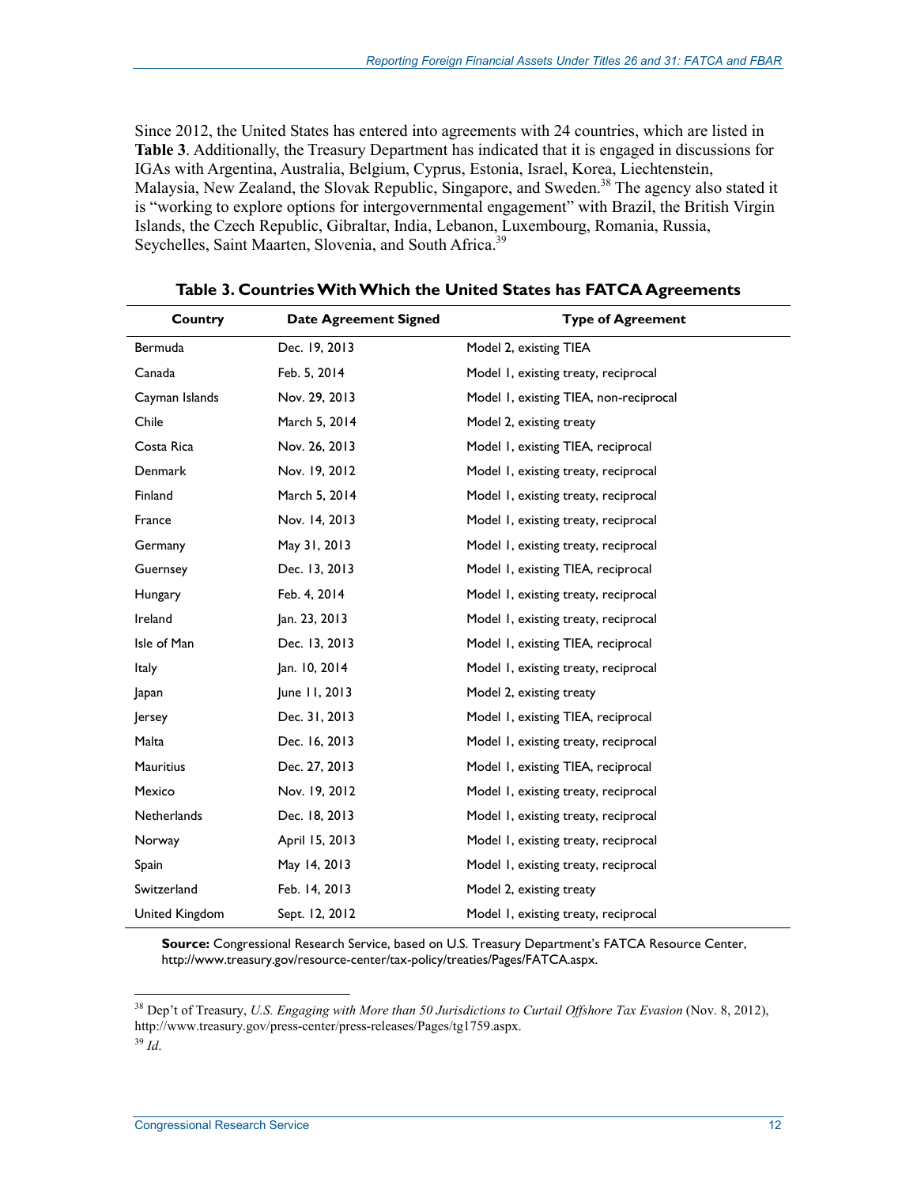Since 2012, the United States has entered into agreements with 24 countries, which are listed in **Table 3**. Additionally, the Treasury Department has indicated that it is engaged in discussions for IGAs with Argentina, Australia, Belgium, Cyprus, Estonia, Israel, Korea, Liechtenstein, Malaysia, New Zealand, the Slovak Republic, Singapore, and Sweden.[38] The agency also stated it is "working to explore options for intergovernmental engagement" with Brazil, the British Virgin Islands, the Czech Republic, Gibraltar, India, Lebanon, Luxembourg, Romania, Russia, Seychelles, Saint Maarten, Slovenia, and South Africa.[39]

**Table 3. Countries With Which the United States has FATCA Agreements**

| Country | Date Agreement Signed | Type of Agreement |
|---|---|---|
| Bermuda | Dec. 19, 2013 | Model 2, existing TIEA |
| Canada | Feb. 5, 2014 | Model 1, existing treaty, reciprocal |
| Cayman Islands | Nov. 29, 2013 | Model 1, existing TIEA, non-reciprocal |
| Chile | March 5, 2014 | Model 2, existing treaty |
| Costa Rica | Nov. 26, 2013 | Model 1, existing TIEA, reciprocal |
| Denmark | Nov. 19, 2012 | Model 1, existing treaty, reciprocal |
| Finland | March 5, 2014 | Model 1, existing treaty, reciprocal |
| France | Nov. 14, 2013 | Model 1, existing treaty, reciprocal |
| Germany | May 31, 2013 | Model 1, existing treaty, reciprocal |
| Guernsey | Dec. 13, 2013 | Model 1, existing TIEA, reciprocal |
| Hungary | Feb. 4, 2014 | Model 1, existing treaty, reciprocal |
| Ireland | Jan. 23, 2013 | Model 1, existing treaty, reciprocal |
| Isle of Man | Dec. 13, 2013 | Model 1, existing TIEA, reciprocal |
| Italy | Jan. 10, 2014 | Model 1, existing treaty, reciprocal |
| Japan | June 11, 2013 | Model 2, existing treaty |
| Jersey | Dec. 31, 2013 | Model 1, existing TIEA, reciprocal |
| Malta | Dec. 16, 2013 | Model 1, existing treaty, reciprocal |
| Mauritius | Dec. 27, 2013 | Model 1, existing TIEA, reciprocal |
| Mexico | Nov. 19, 2012 | Model 1, existing treaty, reciprocal |
| Netherlands | Dec. 18, 2013 | Model 1, existing treaty, reciprocal |
| Norway | April 15, 2013 | Model 1, existing treaty, reciprocal |
| Spain | May 14, 2013 | Model 1, existing treaty, reciprocal |
| Switzerland | Feb. 14, 2013 | Model 2, existing treaty |
| United Kingdom | Sept. 12, 2012 | Model 1, existing treaty, reciprocal |

**Source:** Congressional Research Service, based on U.S. Treasury Department's FATCA Resource Center, http://www.treasury.gov/resource-center/tax-policy/treaties/Pages/FATCA.aspx.

[38] Dep't of Treasury, *U.S. Engaging with More than 50 Jurisdictions to Curtail Offshore Tax Evasion* (Nov. 8, 2012), http://www.treasury.gov/press-center/press-releases/Pages/tg1759.aspx.

[39] *Id*.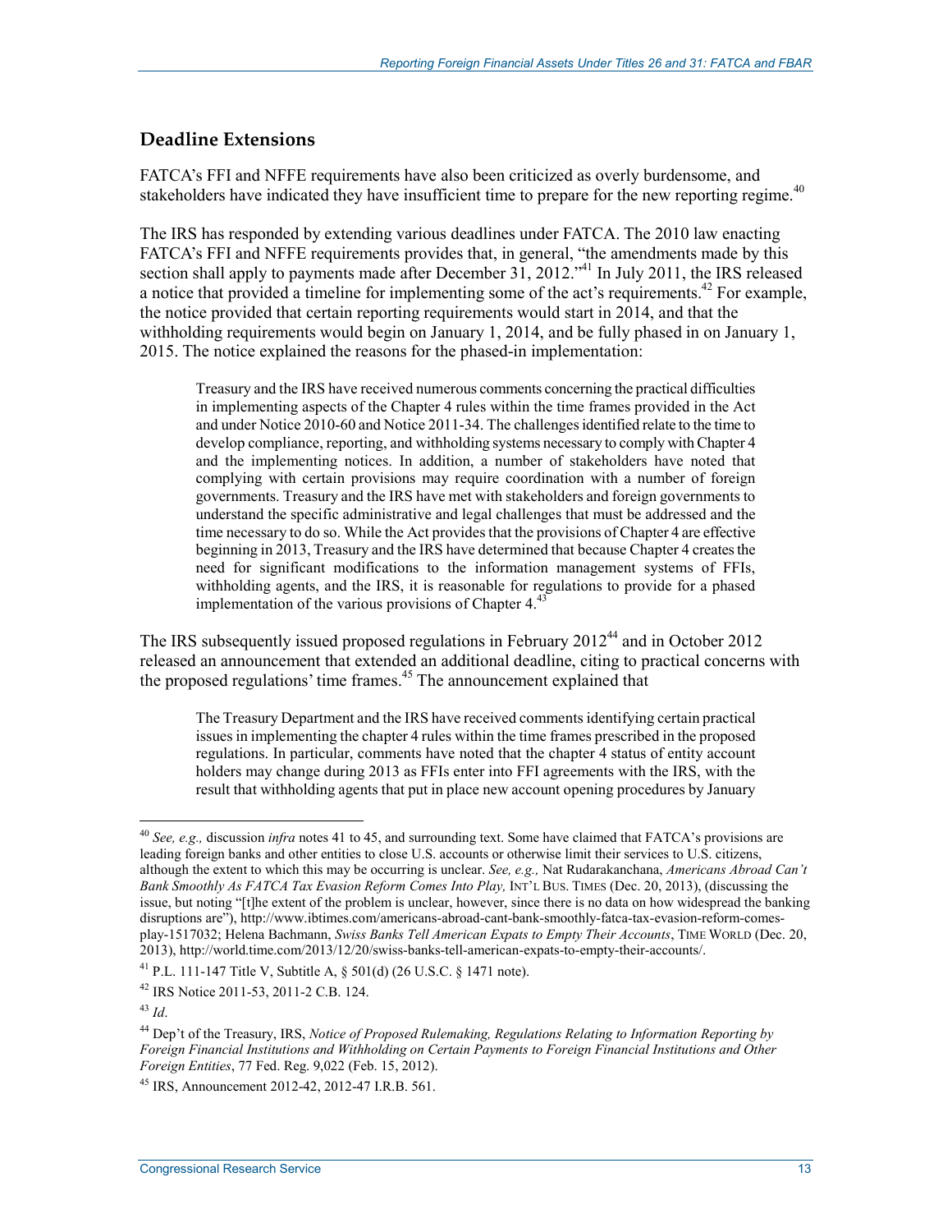## Deadline Extensions

FATCA's FFI and NFFE requirements have also been criticized as overly burdensome, and stakeholders have indicated they have insufficient time to prepare for the new reporting regime.[40]

The IRS has responded by extending various deadlines under FATCA. The 2010 law enacting FATCA's FFI and NFFE requirements provides that, in general, "the amendments made by this section shall apply to payments made after December 31, 2012."[41] In July 2011, the IRS released a notice that provided a timeline for implementing some of the act's requirements.[42] For example, the notice provided that certain reporting requirements would start in 2014, and that the withholding requirements would begin on January 1, 2014, and be fully phased in on January 1, 2015. The notice explained the reasons for the phased-in implementation:

> Treasury and the IRS have received numerous comments concerning the practical difficulties in implementing aspects of the Chapter 4 rules within the time frames provided in the Act and under Notice 2010-60 and Notice 2011-34. The challenges identified relate to the time to develop compliance, reporting, and withholding systems necessary to comply with Chapter 4 and the implementing notices. In addition, a number of stakeholders have noted that complying with certain provisions may require coordination with a number of foreign governments. Treasury and the IRS have met with stakeholders and foreign governments to understand the specific administrative and legal challenges that must be addressed and the time necessary to do so. While the Act provides that the provisions of Chapter 4 are effective beginning in 2013, Treasury and the IRS have determined that because Chapter 4 creates the need for significant modifications to the information management systems of FFIs, withholding agents, and the IRS, it is reasonable for regulations to provide for a phased implementation of the various provisions of Chapter 4.[43]

The IRS subsequently issued proposed regulations in February 2012[44] and in October 2012 released an announcement that extended an additional deadline, citing to practical concerns with the proposed regulations' time frames.[45] The announcement explained that

> The Treasury Department and the IRS have received comments identifying certain practical issues in implementing the chapter 4 rules within the time frames prescribed in the proposed regulations. In particular, comments have noted that the chapter 4 status of entity account holders may change during 2013 as FFIs enter into FFI agreements with the IRS, with the result that withholding agents that put in place new account opening procedures by January

---

[40] *See, e.g.,* discussion *infra* notes 41 to 45, and surrounding text. Some have claimed that FATCA's provisions are leading foreign banks and other entities to close U.S. accounts or otherwise limit their services to U.S. citizens, although the extent to which this may be occurring is unclear. *See, e.g.,* Nat Rudarakanchana, *Americans Abroad Can't Bank Smoothly As FATCA Tax Evasion Reform Comes Into Play,* INT'L BUS. TIMES (Dec. 20, 2013), (discussing the issue, but noting "[t]he extent of the problem is unclear, however, since there is no data on how widespread the banking disruptions are"), http://www.ibtimes.com/americans-abroad-cant-bank-smoothly-fatca-tax-evasion-reform-comes-play-1517032; Helena Bachmann, *Swiss Banks Tell American Expats to Empty Their Accounts*, TIME WORLD (Dec. 20, 2013), http://world.time.com/2013/12/20/swiss-banks-tell-american-expats-to-empty-their-accounts/.

[41] P.L. 111-147 Title V, Subtitle A, § 501(d) (26 U.S.C. § 1471 note).

[42] IRS Notice 2011-53, 2011-2 C.B. 124.

[43] *Id*.

[44] Dep't of the Treasury, IRS, *Notice of Proposed Rulemaking, Regulations Relating to Information Reporting by Foreign Financial Institutions and Withholding on Certain Payments to Foreign Financial Institutions and Other Foreign Entities*, 77 Fed. Reg. 9,022 (Feb. 15, 2012).

[45] IRS, Announcement 2012-42, 2012-47 I.R.B. 561.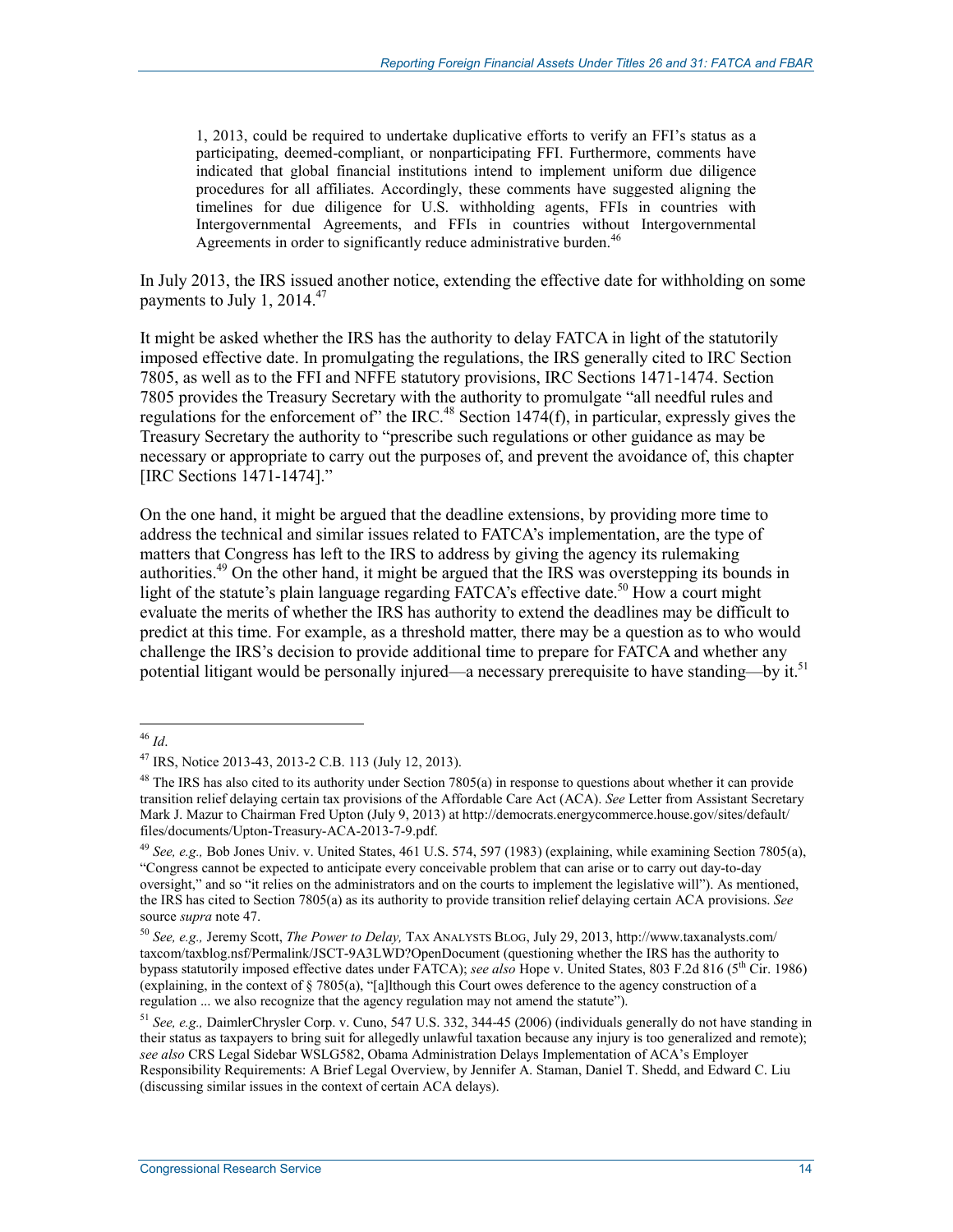> 1, 2013, could be required to undertake duplicative efforts to verify an FFI's status as a participating, deemed-compliant, or nonparticipating FFI. Furthermore, comments have indicated that global financial institutions intend to implement uniform due diligence procedures for all affiliates. Accordingly, these comments have suggested aligning the timelines for due diligence for U.S. withholding agents, FFIs in countries with Intergovernmental Agreements, and FFIs in countries without Intergovernmental Agreements in order to significantly reduce administrative burden.[46]

In July 2013, the IRS issued another notice, extending the effective date for withholding on some payments to July 1, 2014.[47]

It might be asked whether the IRS has the authority to delay FATCA in light of the statutorily imposed effective date. In promulgating the regulations, the IRS generally cited to IRC Section 7805, as well as to the FFI and NFFE statutory provisions, IRC Sections 1471-1474. Section 7805 provides the Treasury Secretary with the authority to promulgate "all needful rules and regulations for the enforcement of" the IRC.[48] Section 1474(f), in particular, expressly gives the Treasury Secretary the authority to "prescribe such regulations or other guidance as may be necessary or appropriate to carry out the purposes of, and prevent the avoidance of, this chapter [IRC Sections 1471-1474]."

On the one hand, it might be argued that the deadline extensions, by providing more time to address the technical and similar issues related to FATCA's implementation, are the type of matters that Congress has left to the IRS to address by giving the agency its rulemaking authorities.[49] On the other hand, it might be argued that the IRS was overstepping its bounds in light of the statute's plain language regarding FATCA's effective date.[50] How a court might evaluate the merits of whether the IRS has authority to extend the deadlines may be difficult to predict at this time. For example, as a threshold matter, there may be a question as to who would challenge the IRS's decision to provide additional time to prepare for FATCA and whether any potential litigant would be personally injured—a necessary prerequisite to have standing—by it.[51]

---

[46] *Id*.

[47] IRS, Notice 2013-43, 2013-2 C.B. 113 (July 12, 2013).

[48] The IRS has also cited to its authority under Section 7805(a) in response to questions about whether it can provide transition relief delaying certain tax provisions of the Affordable Care Act (ACA). *See* Letter from Assistant Secretary Mark J. Mazur to Chairman Fred Upton (July 9, 2013) at http://democrats.energycommerce.house.gov/sites/default/files/documents/Upton-Treasury-ACA-2013-7-9.pdf.

[49] *See, e.g.,* Bob Jones Univ. v. United States, 461 U.S. 574, 597 (1983) (explaining, while examining Section 7805(a), "Congress cannot be expected to anticipate every conceivable problem that can arise or to carry out day-to-day oversight," and so "it relies on the administrators and on the courts to implement the legislative will"). As mentioned, the IRS has cited to Section 7805(a) as its authority to provide transition relief delaying certain ACA provisions. *See* source *supra* note 47.

[50] *See, e.g.,* Jeremy Scott, *The Power to Delay,* TAX ANALYSTS BLOG, July 29, 2013, http://www.taxanalysts.com/taxcom/taxblog.nsf/Permalink/JSCT-9A3LWD?OpenDocument (questioning whether the IRS has the authority to bypass statutorily imposed effective dates under FATCA); *see also* Hope v. United States, 803 F.2d 816 (5th Cir. 1986) (explaining, in the context of § 7805(a), "[a]lthough this Court owes deference to the agency construction of a regulation ... we also recognize that the agency regulation may not amend the statute").

[51] *See, e.g.,* DaimlerChrysler Corp. v. Cuno, 547 U.S. 332, 344-45 (2006) (individuals generally do not have standing in their status as taxpayers to bring suit for allegedly unlawful taxation because any injury is too generalized and remote); *see also* CRS Legal Sidebar WSLG582, Obama Administration Delays Implementation of ACA's Employer Responsibility Requirements: A Brief Legal Overview, by Jennifer A. Staman, Daniel T. Shedd, and Edward C. Liu (discussing similar issues in the context of certain ACA delays).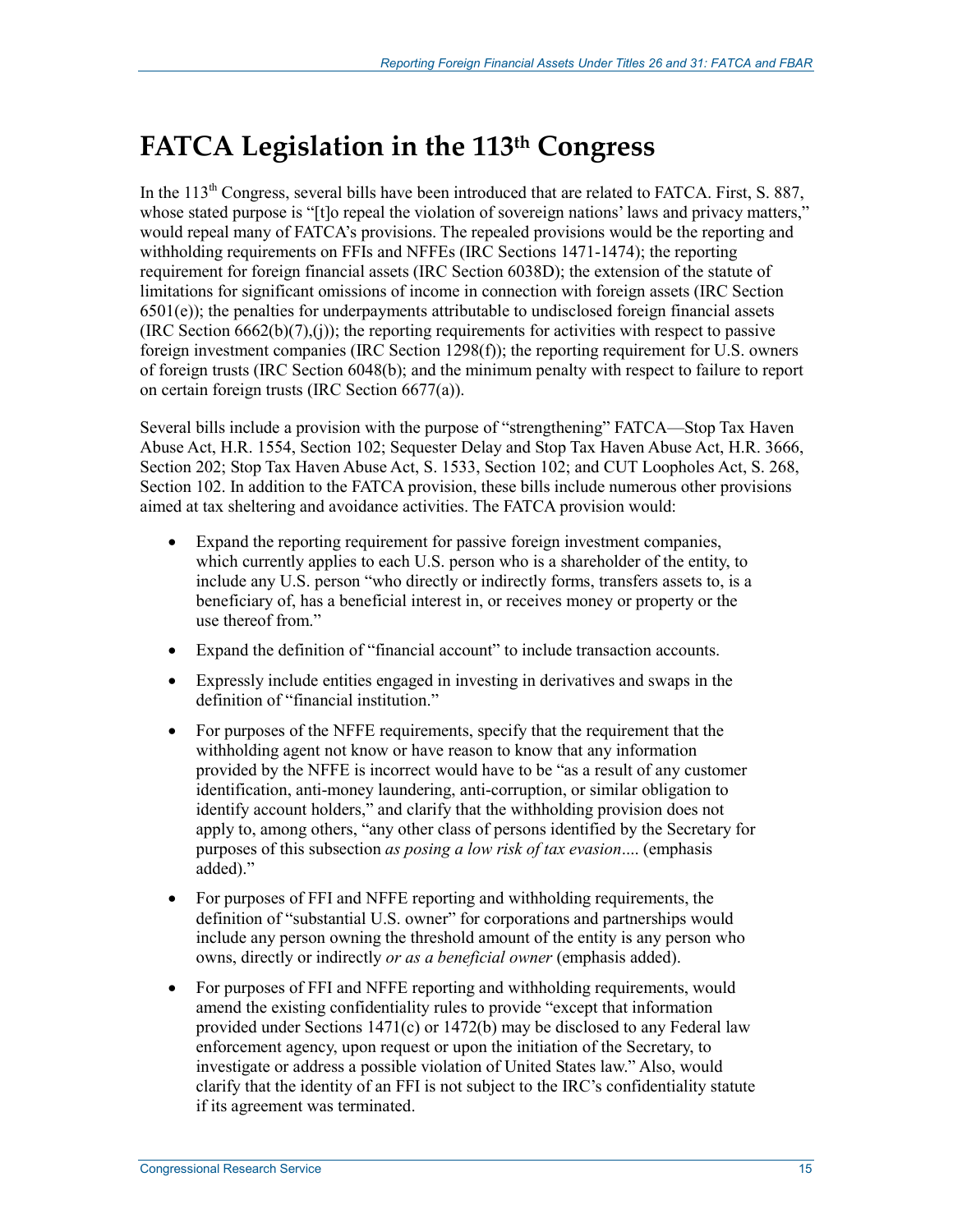# FATCA Legislation in the 113th Congress

In the 113th Congress, several bills have been introduced that are related to FATCA. First, S. 887, whose stated purpose is "[t]o repeal the violation of sovereign nations' laws and privacy matters," would repeal many of FATCA's provisions. The repealed provisions would be the reporting and withholding requirements on FFIs and NFFEs (IRC Sections 1471-1474); the reporting requirement for foreign financial assets (IRC Section 6038D); the extension of the statute of limitations for significant omissions of income in connection with foreign assets (IRC Section 6501(e)); the penalties for underpayments attributable to undisclosed foreign financial assets (IRC Section 6662(b)(7),(j)); the reporting requirements for activities with respect to passive foreign investment companies (IRC Section 1298(f)); the reporting requirement for U.S. owners of foreign trusts (IRC Section 6048(b); and the minimum penalty with respect to failure to report on certain foreign trusts (IRC Section 6677(a)).

Several bills include a provision with the purpose of "strengthening" FATCA—Stop Tax Haven Abuse Act, H.R. 1554, Section 102; Sequester Delay and Stop Tax Haven Abuse Act, H.R. 3666, Section 202; Stop Tax Haven Abuse Act, S. 1533, Section 102; and CUT Loopholes Act, S. 268, Section 102. In addition to the FATCA provision, these bills include numerous other provisions aimed at tax sheltering and avoidance activities. The FATCA provision would:

- Expand the reporting requirement for passive foreign investment companies, which currently applies to each U.S. person who is a shareholder of the entity, to include any U.S. person "who directly or indirectly forms, transfers assets to, is a beneficiary of, has a beneficial interest in, or receives money or property or the use thereof from."
- Expand the definition of "financial account" to include transaction accounts.
- Expressly include entities engaged in investing in derivatives and swaps in the definition of "financial institution."
- For purposes of the NFFE requirements, specify that the requirement that the withholding agent not know or have reason to know that any information provided by the NFFE is incorrect would have to be "as a result of any customer identification, anti-money laundering, anti-corruption, or similar obligation to identify account holders," and clarify that the withholding provision does not apply to, among others, "any other class of persons identified by the Secretary for purposes of this subsection *as posing a low risk of tax evasion*.... (emphasis added)."
- For purposes of FFI and NFFE reporting and withholding requirements, the definition of "substantial U.S. owner" for corporations and partnerships would include any person owning the threshold amount of the entity is any person who owns, directly or indirectly *or as a beneficial owner* (emphasis added).
- For purposes of FFI and NFFE reporting and withholding requirements, would amend the existing confidentiality rules to provide "except that information provided under Sections 1471(c) or 1472(b) may be disclosed to any Federal law enforcement agency, upon request or upon the initiation of the Secretary, to investigate or address a possible violation of United States law." Also, would clarify that the identity of an FFI is not subject to the IRC's confidentiality statute if its agreement was terminated.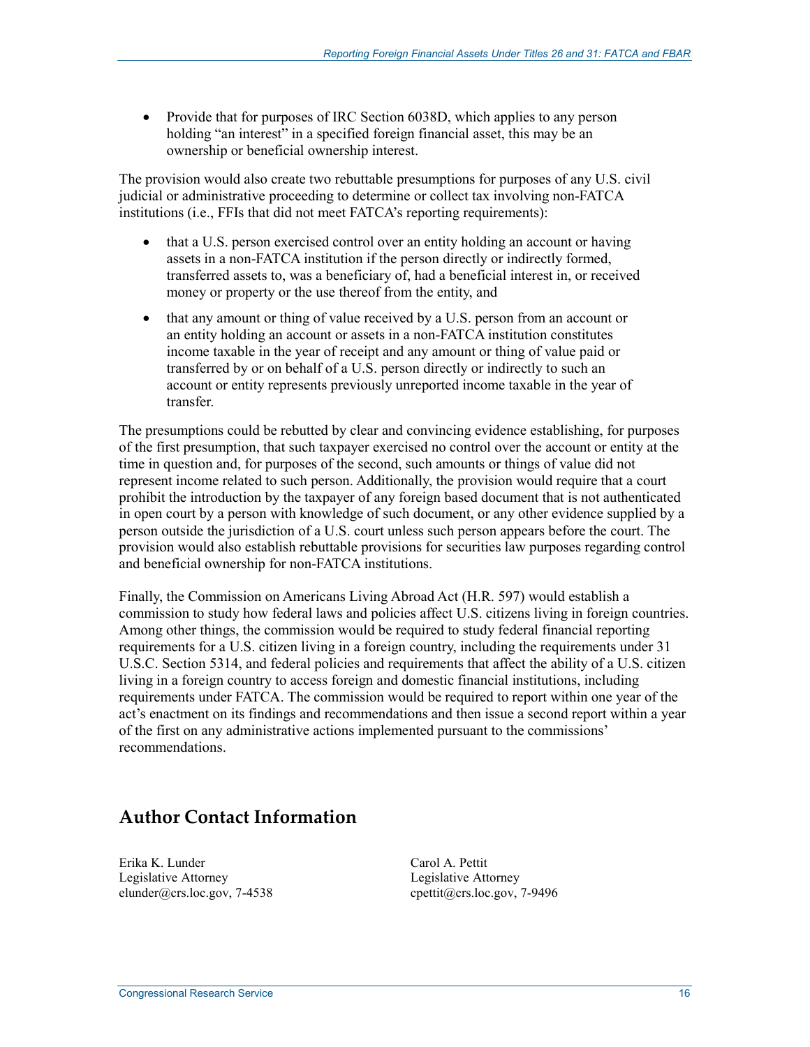- Provide that for purposes of IRC Section 6038D, which applies to any person holding "an interest" in a specified foreign financial asset, this may be an ownership or beneficial ownership interest.

The provision would also create two rebuttable presumptions for purposes of any U.S. civil judicial or administrative proceeding to determine or collect tax involving non-FATCA institutions (i.e., FFIs that did not meet FATCA's reporting requirements):

- that a U.S. person exercised control over an entity holding an account or having assets in a non-FATCA institution if the person directly or indirectly formed, transferred assets to, was a beneficiary of, had a beneficial interest in, or received money or property or the use thereof from the entity, and
- that any amount or thing of value received by a U.S. person from an account or an entity holding an account or assets in a non-FATCA institution constitutes income taxable in the year of receipt and any amount or thing of value paid or transferred by or on behalf of a U.S. person directly or indirectly to such an account or entity represents previously unreported income taxable in the year of transfer.

The presumptions could be rebutted by clear and convincing evidence establishing, for purposes of the first presumption, that such taxpayer exercised no control over the account or entity at the time in question and, for purposes of the second, such amounts or things of value did not represent income related to such person. Additionally, the provision would require that a court prohibit the introduction by the taxpayer of any foreign based document that is not authenticated in open court by a person with knowledge of such document, or any other evidence supplied by a person outside the jurisdiction of a U.S. court unless such person appears before the court. The provision would also establish rebuttable provisions for securities law purposes regarding control and beneficial ownership for non-FATCA institutions.

Finally, the Commission on Americans Living Abroad Act (H.R. 597) would establish a commission to study how federal laws and policies affect U.S. citizens living in foreign countries. Among other things, the commission would be required to study federal financial reporting requirements for a U.S. citizen living in a foreign country, including the requirements under 31 U.S.C. Section 5314, and federal policies and requirements that affect the ability of a U.S. citizen living in a foreign country to access foreign and domestic financial institutions, including requirements under FATCA. The commission would be required to report within one year of the act's enactment on its findings and recommendations and then issue a second report within a year of the first on any administrative actions implemented pursuant to the commissions' recommendations.

## Author Contact Information

Erika K. Lunder
Legislative Attorney
elunder@crs.loc.gov, 7-4538

Carol A. Pettit
Legislative Attorney
cpettit@crs.loc.gov, 7-9496